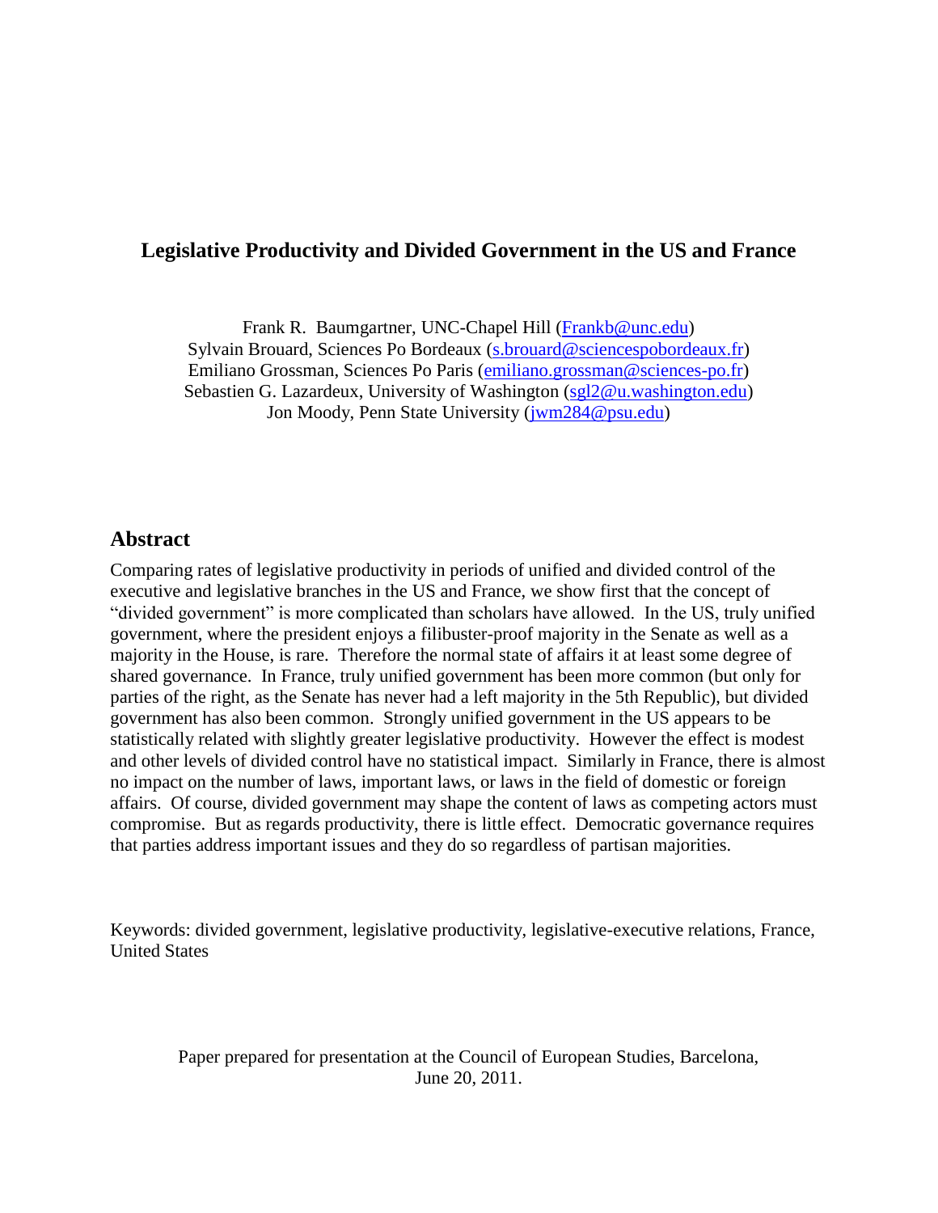# Legislative Productivity and Divided Government in the US and France

Frank R. Baumgartner, UNC-Chapel Hill (Frankb@unc.edu)
Sylvain Brouard, Sciences Po Bordeaux (s.brouard@sciencespobordeaux.fr)
Emiliano Grossman, Sciences Po Paris (emiliano.grossman@sciences-po.fr)
Sebastien G. Lazardeux, University of Washington (sgl2@u.washington.edu)
Jon Moody, Penn State University (jwm284@psu.edu)

## Abstract

Comparing rates of legislative productivity in periods of unified and divided control of the executive and legislative branches in the US and France, we show first that the concept of "divided government" is more complicated than scholars have allowed. In the US, truly unified government, where the president enjoys a filibuster-proof majority in the Senate as well as a majority in the House, is rare. Therefore the normal state of affairs it at least some degree of shared governance. In France, truly unified government has been more common (but only for parties of the right, as the Senate has never had a left majority in the 5th Republic), but divided government has also been common. Strongly unified government in the US appears to be statistically related with slightly greater legislative productivity. However the effect is modest and other levels of divided control have no statistical impact. Similarly in France, there is almost no impact on the number of laws, important laws, or laws in the field of domestic or foreign affairs. Of course, divided government may shape the content of laws as competing actors must compromise. But as regards productivity, there is little effect. Democratic governance requires that parties address important issues and they do so regardless of partisan majorities.

Keywords: divided government, legislative productivity, legislative-executive relations, France, United States

Paper prepared for presentation at the Council of European Studies, Barcelona, June 20, 2011.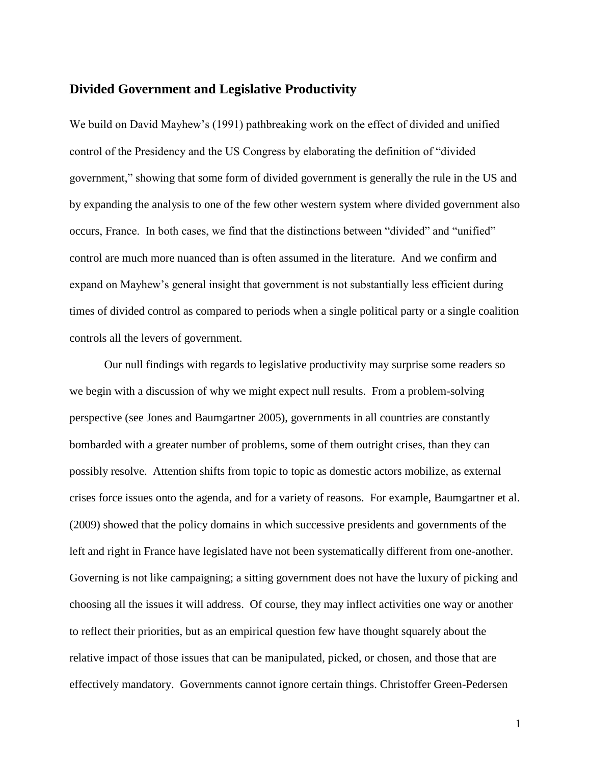## Divided Government and Legislative Productivity

We build on David Mayhew's (1991) pathbreaking work on the effect of divided and unified control of the Presidency and the US Congress by elaborating the definition of "divided government," showing that some form of divided government is generally the rule in the US and by expanding the analysis to one of the few other western system where divided government also occurs, France. In both cases, we find that the distinctions between "divided" and "unified" control are much more nuanced than is often assumed in the literature. And we confirm and expand on Mayhew's general insight that government is not substantially less efficient during times of divided control as compared to periods when a single political party or a single coalition controls all the levers of government.

Our null findings with regards to legislative productivity may surprise some readers so we begin with a discussion of why we might expect null results. From a problem-solving perspective (see Jones and Baumgartner 2005), governments in all countries are constantly bombarded with a greater number of problems, some of them outright crises, than they can possibly resolve. Attention shifts from topic to topic as domestic actors mobilize, as external crises force issues onto the agenda, and for a variety of reasons. For example, Baumgartner et al. (2009) showed that the policy domains in which successive presidents and governments of the left and right in France have legislated have not been systematically different from one-another. Governing is not like campaigning; a sitting government does not have the luxury of picking and choosing all the issues it will address. Of course, they may inflect activities one way or another to reflect their priorities, but as an empirical question few have thought squarely about the relative impact of those issues that can be manipulated, picked, or chosen, and those that are effectively mandatory. Governments cannot ignore certain things. Christoffer Green-Pedersen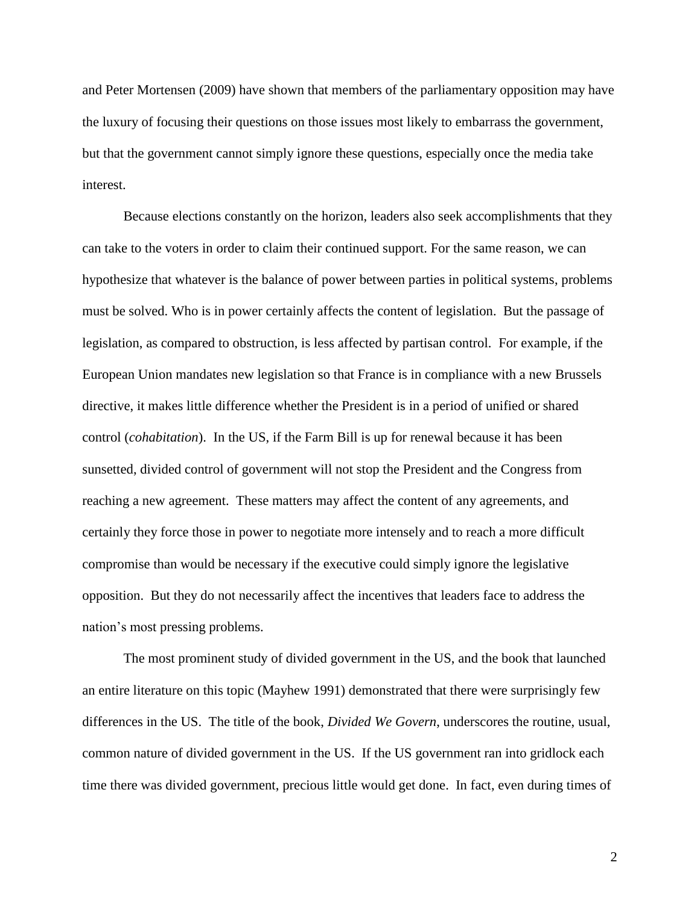and Peter Mortensen (2009) have shown that members of the parliamentary opposition may have the luxury of focusing their questions on those issues most likely to embarrass the government, but that the government cannot simply ignore these questions, especially once the media take interest.

Because elections constantly on the horizon, leaders also seek accomplishments that they can take to the voters in order to claim their continued support. For the same reason, we can hypothesize that whatever is the balance of power between parties in political systems, problems must be solved. Who is in power certainly affects the content of legislation. But the passage of legislation, as compared to obstruction, is less affected by partisan control. For example, if the European Union mandates new legislation so that France is in compliance with a new Brussels directive, it makes little difference whether the President is in a period of unified or shared control (*cohabitation*). In the US, if the Farm Bill is up for renewal because it has been sunsetted, divided control of government will not stop the President and the Congress from reaching a new agreement. These matters may affect the content of any agreements, and certainly they force those in power to negotiate more intensely and to reach a more difficult compromise than would be necessary if the executive could simply ignore the legislative opposition. But they do not necessarily affect the incentives that leaders face to address the nation's most pressing problems.

The most prominent study of divided government in the US, and the book that launched an entire literature on this topic (Mayhew 1991) demonstrated that there were surprisingly few differences in the US. The title of the book, *Divided We Govern*, underscores the routine, usual, common nature of divided government in the US. If the US government ran into gridlock each time there was divided government, precious little would get done. In fact, even during times of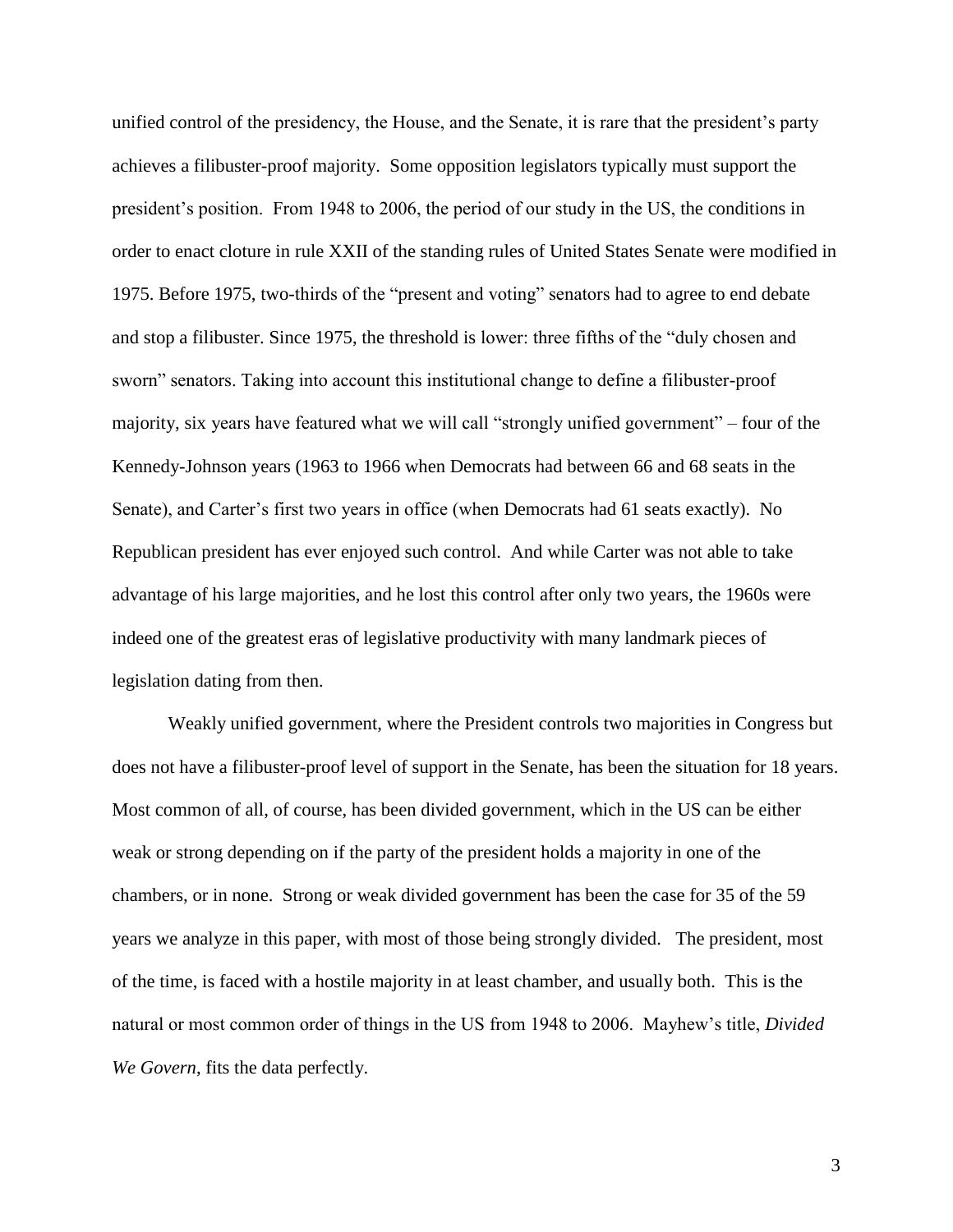unified control of the presidency, the House, and the Senate, it is rare that the president's party achieves a filibuster-proof majority. Some opposition legislators typically must support the president's position. From 1948 to 2006, the period of our study in the US, the conditions in order to enact cloture in rule XXII of the standing rules of United States Senate were modified in 1975. Before 1975, two-thirds of the "present and voting" senators had to agree to end debate and stop a filibuster. Since 1975, the threshold is lower: three fifths of the "duly chosen and sworn" senators. Taking into account this institutional change to define a filibuster-proof majority, six years have featured what we will call "strongly unified government" – four of the Kennedy-Johnson years (1963 to 1966 when Democrats had between 66 and 68 seats in the Senate), and Carter's first two years in office (when Democrats had 61 seats exactly). No Republican president has ever enjoyed such control. And while Carter was not able to take advantage of his large majorities, and he lost this control after only two years, the 1960s were indeed one of the greatest eras of legislative productivity with many landmark pieces of legislation dating from then.

Weakly unified government, where the President controls two majorities in Congress but does not have a filibuster-proof level of support in the Senate, has been the situation for 18 years. Most common of all, of course, has been divided government, which in the US can be either weak or strong depending on if the party of the president holds a majority in one of the chambers, or in none. Strong or weak divided government has been the case for 35 of the 59 years we analyze in this paper, with most of those being strongly divided. The president, most of the time, is faced with a hostile majority in at least chamber, and usually both. This is the natural or most common order of things in the US from 1948 to 2006. Mayhew's title, *Divided We Govern*, fits the data perfectly.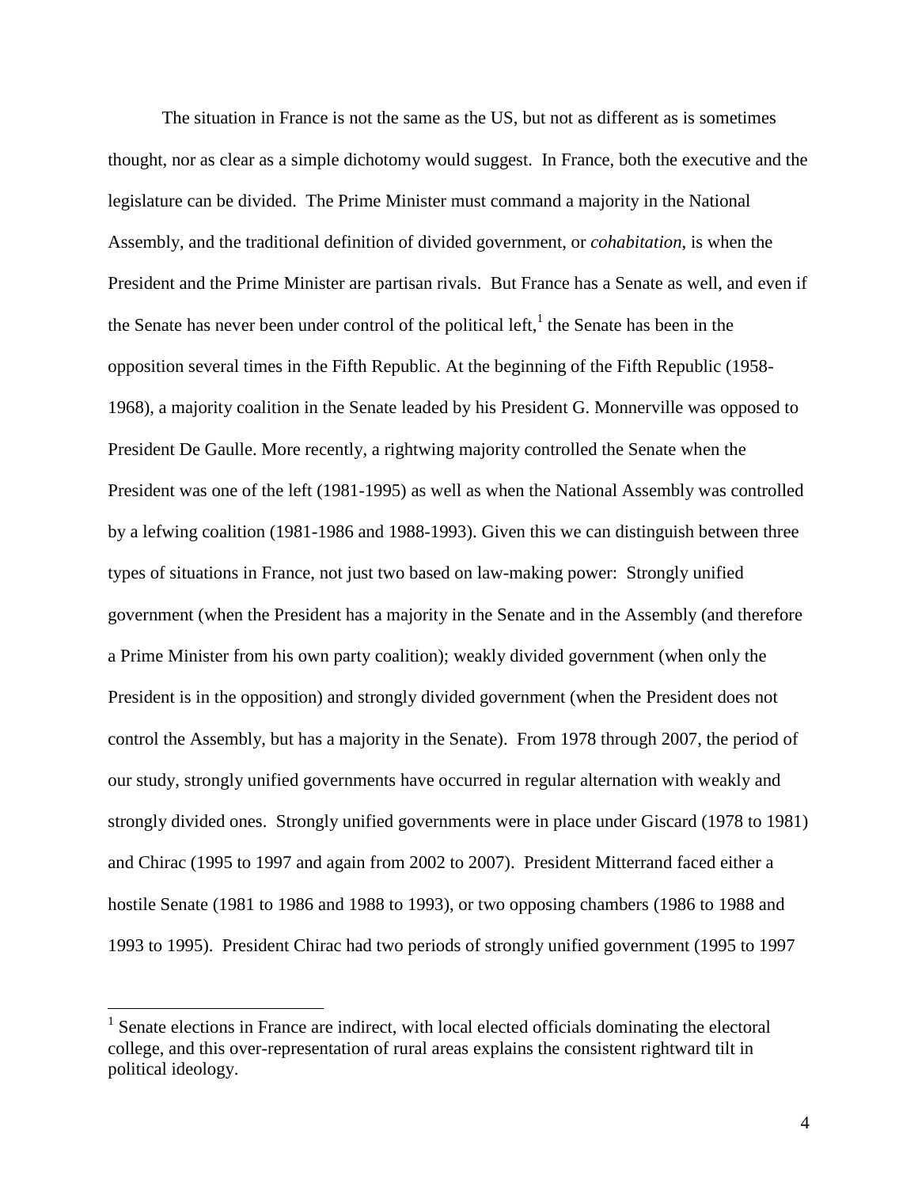The situation in France is not the same as the US, but not as different as is sometimes thought, nor as clear as a simple dichotomy would suggest. In France, both the executive and the legislature can be divided. The Prime Minister must command a majority in the National Assembly, and the traditional definition of divided government, or *cohabitation*, is when the President and the Prime Minister are partisan rivals. But France has a Senate as well, and even if the Senate has never been under control of the political left,[1] the Senate has been in the opposition several times in the Fifth Republic. At the beginning of the Fifth Republic (1958-1968), a majority coalition in the Senate leaded by his President G. Monnerville was opposed to President De Gaulle. More recently, a rightwing majority controlled the Senate when the President was one of the left (1981-1995) as well as when the National Assembly was controlled by a lefwing coalition (1981-1986 and 1988-1993). Given this we can distinguish between three types of situations in France, not just two based on law-making power: Strongly unified government (when the President has a majority in the Senate and in the Assembly (and therefore a Prime Minister from his own party coalition); weakly divided government (when only the President is in the opposition) and strongly divided government (when the President does not control the Assembly, but has a majority in the Senate). From 1978 through 2007, the period of our study, strongly unified governments have occurred in regular alternation with weakly and strongly divided ones. Strongly unified governments were in place under Giscard (1978 to 1981) and Chirac (1995 to 1997 and again from 2002 to 2007). President Mitterrand faced either a hostile Senate (1981 to 1986 and 1988 to 1993), or two opposing chambers (1986 to 1988 and 1993 to 1995). President Chirac had two periods of strongly unified government (1995 to 1997

[1] Senate elections in France are indirect, with local elected officials dominating the electoral college, and this over-representation of rural areas explains the consistent rightward tilt in political ideology.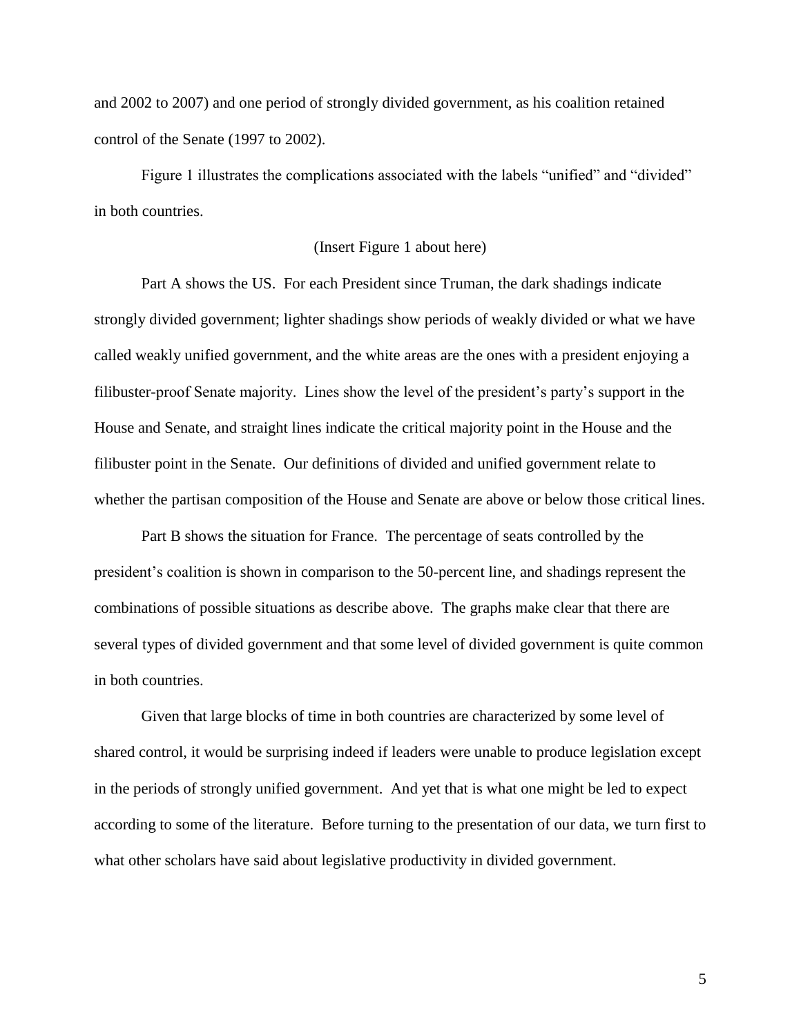and 2002 to 2007) and one period of strongly divided government, as his coalition retained control of the Senate (1997 to 2002).

Figure 1 illustrates the complications associated with the labels "unified" and "divided" in both countries.

(Insert Figure 1 about here)

Part A shows the US. For each President since Truman, the dark shadings indicate strongly divided government; lighter shadings show periods of weakly divided or what we have called weakly unified government, and the white areas are the ones with a president enjoying a filibuster-proof Senate majority. Lines show the level of the president's party's support in the House and Senate, and straight lines indicate the critical majority point in the House and the filibuster point in the Senate. Our definitions of divided and unified government relate to whether the partisan composition of the House and Senate are above or below those critical lines.

Part B shows the situation for France. The percentage of seats controlled by the president's coalition is shown in comparison to the 50-percent line, and shadings represent the combinations of possible situations as describe above. The graphs make clear that there are several types of divided government and that some level of divided government is quite common in both countries.

Given that large blocks of time in both countries are characterized by some level of shared control, it would be surprising indeed if leaders were unable to produce legislation except in the periods of strongly unified government. And yet that is what one might be led to expect according to some of the literature. Before turning to the presentation of our data, we turn first to what other scholars have said about legislative productivity in divided government.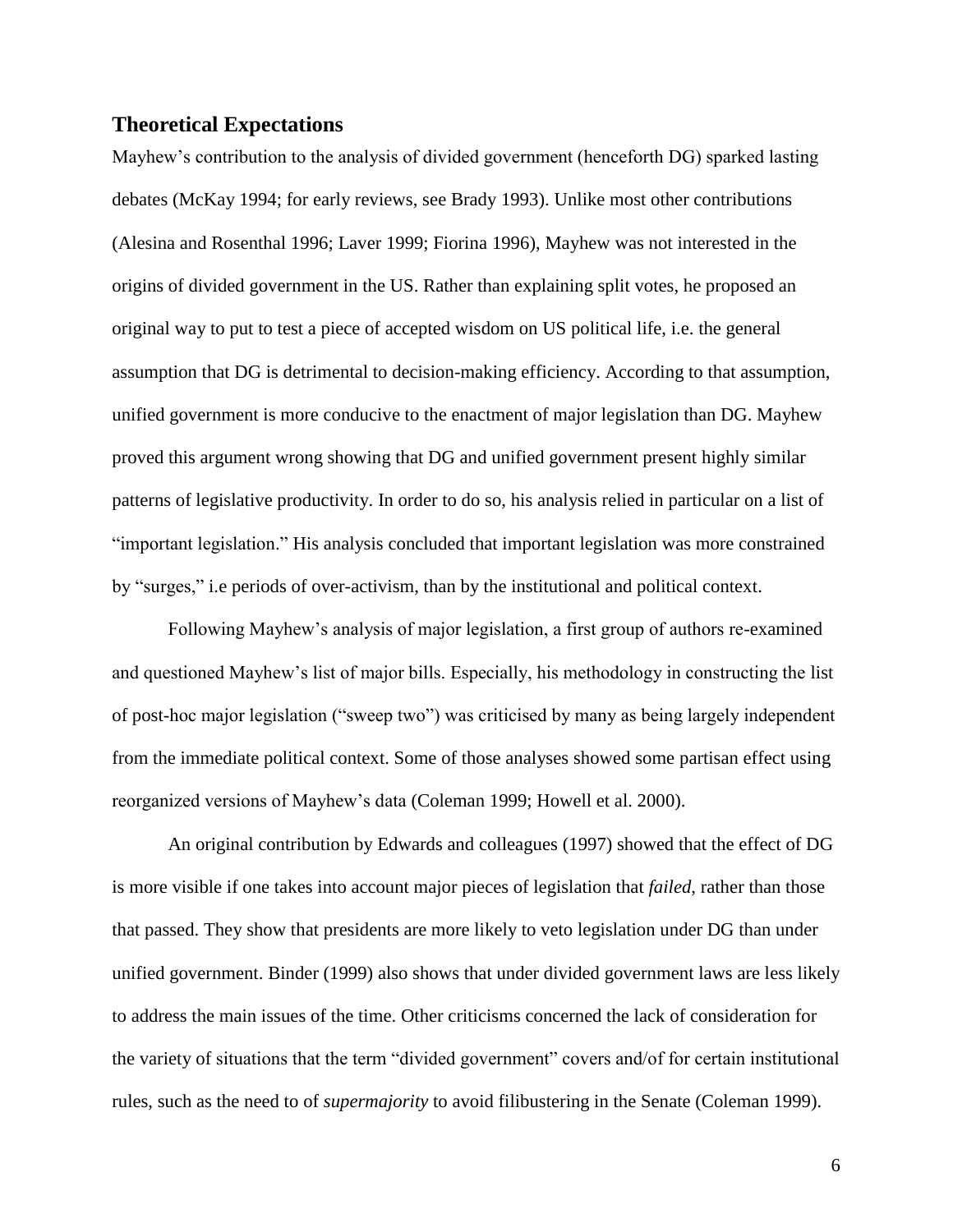## Theoretical Expectations

Mayhew's contribution to the analysis of divided government (henceforth DG) sparked lasting debates (McKay 1994; for early reviews, see Brady 1993). Unlike most other contributions (Alesina and Rosenthal 1996; Laver 1999; Fiorina 1996), Mayhew was not interested in the origins of divided government in the US. Rather than explaining split votes, he proposed an original way to put to test a piece of accepted wisdom on US political life, i.e. the general assumption that DG is detrimental to decision-making efficiency. According to that assumption, unified government is more conducive to the enactment of major legislation than DG. Mayhew proved this argument wrong showing that DG and unified government present highly similar patterns of legislative productivity. In order to do so, his analysis relied in particular on a list of "important legislation." His analysis concluded that important legislation was more constrained by "surges," i.e periods of over-activism, than by the institutional and political context.

Following Mayhew's analysis of major legislation, a first group of authors re-examined and questioned Mayhew's list of major bills. Especially, his methodology in constructing the list of post-hoc major legislation ("sweep two") was criticised by many as being largely independent from the immediate political context. Some of those analyses showed some partisan effect using reorganized versions of Mayhew's data (Coleman 1999; Howell et al. 2000).

An original contribution by Edwards and colleagues (1997) showed that the effect of DG is more visible if one takes into account major pieces of legislation that *failed*, rather than those that passed. They show that presidents are more likely to veto legislation under DG than under unified government. Binder (1999) also shows that under divided government laws are less likely to address the main issues of the time. Other criticisms concerned the lack of consideration for the variety of situations that the term "divided government" covers and/of for certain institutional rules, such as the need to of *supermajority* to avoid filibustering in the Senate (Coleman 1999).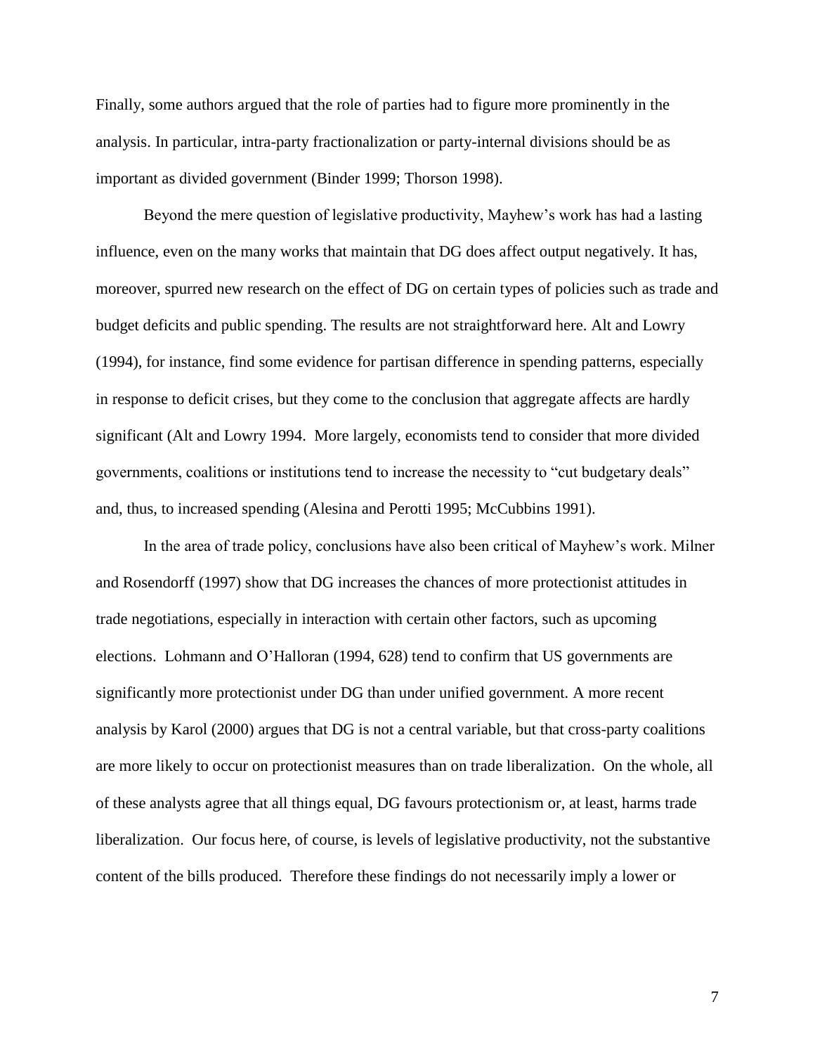Finally, some authors argued that the role of parties had to figure more prominently in the analysis. In particular, intra-party fractionalization or party-internal divisions should be as important as divided government (Binder 1999; Thorson 1998).

Beyond the mere question of legislative productivity, Mayhew's work has had a lasting influence, even on the many works that maintain that DG does affect output negatively. It has, moreover, spurred new research on the effect of DG on certain types of policies such as trade and budget deficits and public spending. The results are not straightforward here. Alt and Lowry (1994), for instance, find some evidence for partisan difference in spending patterns, especially in response to deficit crises, but they come to the conclusion that aggregate affects are hardly significant (Alt and Lowry 1994. More largely, economists tend to consider that more divided governments, coalitions or institutions tend to increase the necessity to "cut budgetary deals" and, thus, to increased spending (Alesina and Perotti 1995; McCubbins 1991).

In the area of trade policy, conclusions have also been critical of Mayhew's work. Milner and Rosendorff (1997) show that DG increases the chances of more protectionist attitudes in trade negotiations, especially in interaction with certain other factors, such as upcoming elections. Lohmann and O'Halloran (1994, 628) tend to confirm that US governments are significantly more protectionist under DG than under unified government. A more recent analysis by Karol (2000) argues that DG is not a central variable, but that cross-party coalitions are more likely to occur on protectionist measures than on trade liberalization. On the whole, all of these analysts agree that all things equal, DG favours protectionism or, at least, harms trade liberalization. Our focus here, of course, is levels of legislative productivity, not the substantive content of the bills produced. Therefore these findings do not necessarily imply a lower or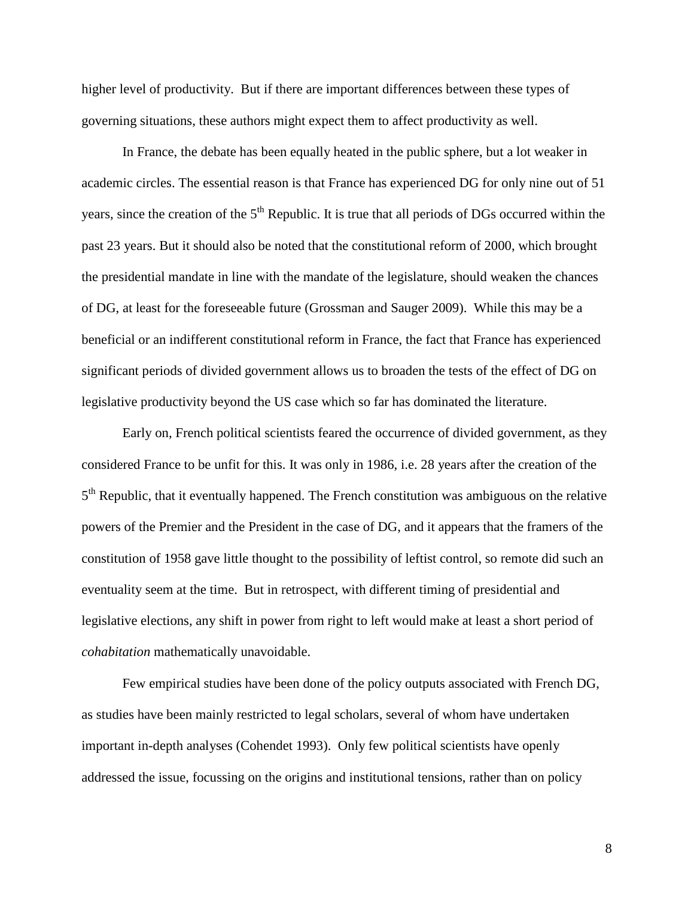higher level of productivity. But if there are important differences between these types of governing situations, these authors might expect them to affect productivity as well.

In France, the debate has been equally heated in the public sphere, but a lot weaker in academic circles. The essential reason is that France has experienced DG for only nine out of 51 years, since the creation of the 5th Republic. It is true that all periods of DGs occurred within the past 23 years. But it should also be noted that the constitutional reform of 2000, which brought the presidential mandate in line with the mandate of the legislature, should weaken the chances of DG, at least for the foreseeable future (Grossman and Sauger 2009). While this may be a beneficial or an indifferent constitutional reform in France, the fact that France has experienced significant periods of divided government allows us to broaden the tests of the effect of DG on legislative productivity beyond the US case which so far has dominated the literature.

Early on, French political scientists feared the occurrence of divided government, as they considered France to be unfit for this. It was only in 1986, i.e. 28 years after the creation of the 5th Republic, that it eventually happened. The French constitution was ambiguous on the relative powers of the Premier and the President in the case of DG, and it appears that the framers of the constitution of 1958 gave little thought to the possibility of leftist control, so remote did such an eventuality seem at the time. But in retrospect, with different timing of presidential and legislative elections, any shift in power from right to left would make at least a short period of *cohabitation* mathematically unavoidable.

Few empirical studies have been done of the policy outputs associated with French DG, as studies have been mainly restricted to legal scholars, several of whom have undertaken important in-depth analyses (Cohendet 1993). Only few political scientists have openly addressed the issue, focussing on the origins and institutional tensions, rather than on policy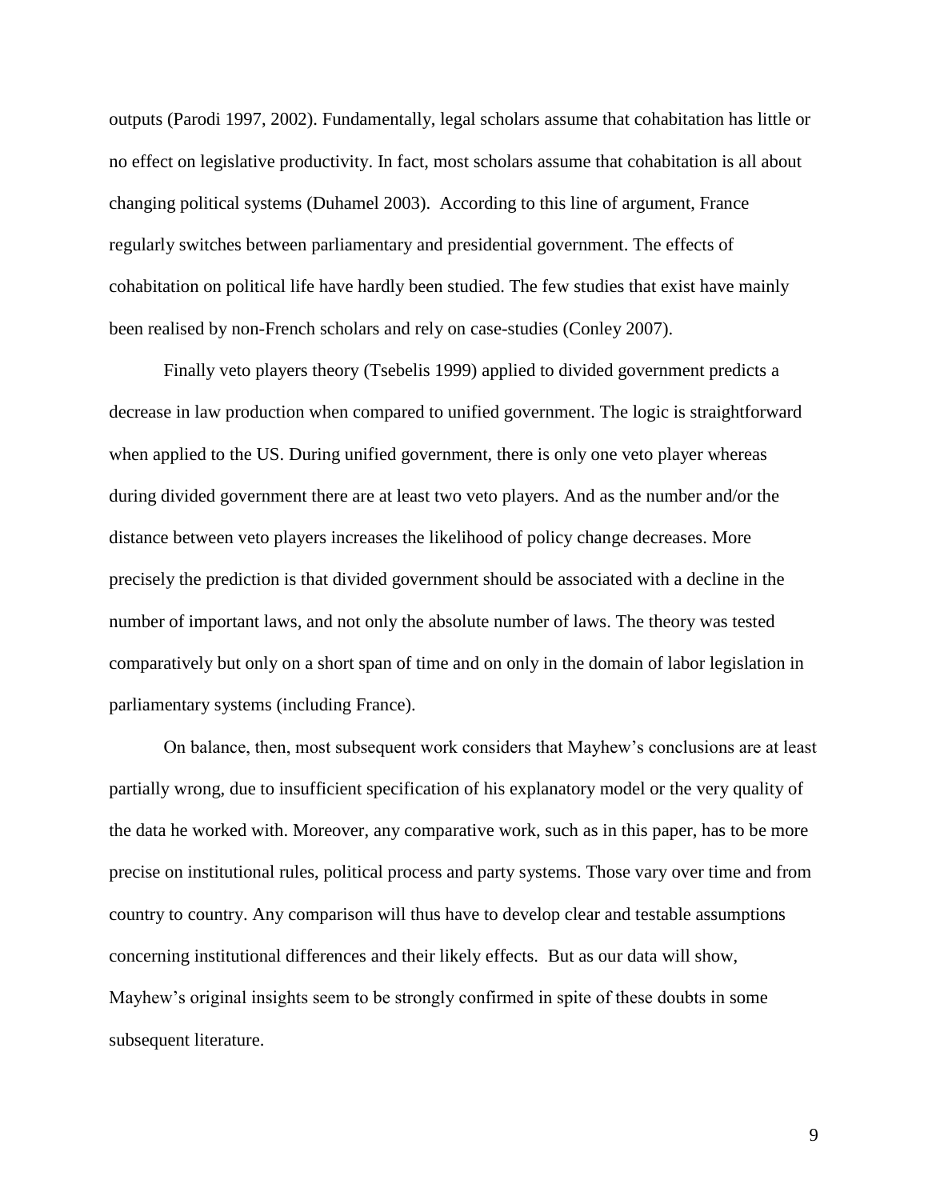outputs (Parodi 1997, 2002). Fundamentally, legal scholars assume that cohabitation has little or no effect on legislative productivity. In fact, most scholars assume that cohabitation is all about changing political systems (Duhamel 2003). According to this line of argument, France regularly switches between parliamentary and presidential government. The effects of cohabitation on political life have hardly been studied. The few studies that exist have mainly been realised by non-French scholars and rely on case-studies (Conley 2007).

Finally veto players theory (Tsebelis 1999) applied to divided government predicts a decrease in law production when compared to unified government. The logic is straightforward when applied to the US. During unified government, there is only one veto player whereas during divided government there are at least two veto players. And as the number and/or the distance between veto players increases the likelihood of policy change decreases. More precisely the prediction is that divided government should be associated with a decline in the number of important laws, and not only the absolute number of laws. The theory was tested comparatively but only on a short span of time and on only in the domain of labor legislation in parliamentary systems (including France).

On balance, then, most subsequent work considers that Mayhew's conclusions are at least partially wrong, due to insufficient specification of his explanatory model or the very quality of the data he worked with. Moreover, any comparative work, such as in this paper, has to be more precise on institutional rules, political process and party systems. Those vary over time and from country to country. Any comparison will thus have to develop clear and testable assumptions concerning institutional differences and their likely effects. But as our data will show, Mayhew's original insights seem to be strongly confirmed in spite of these doubts in some subsequent literature.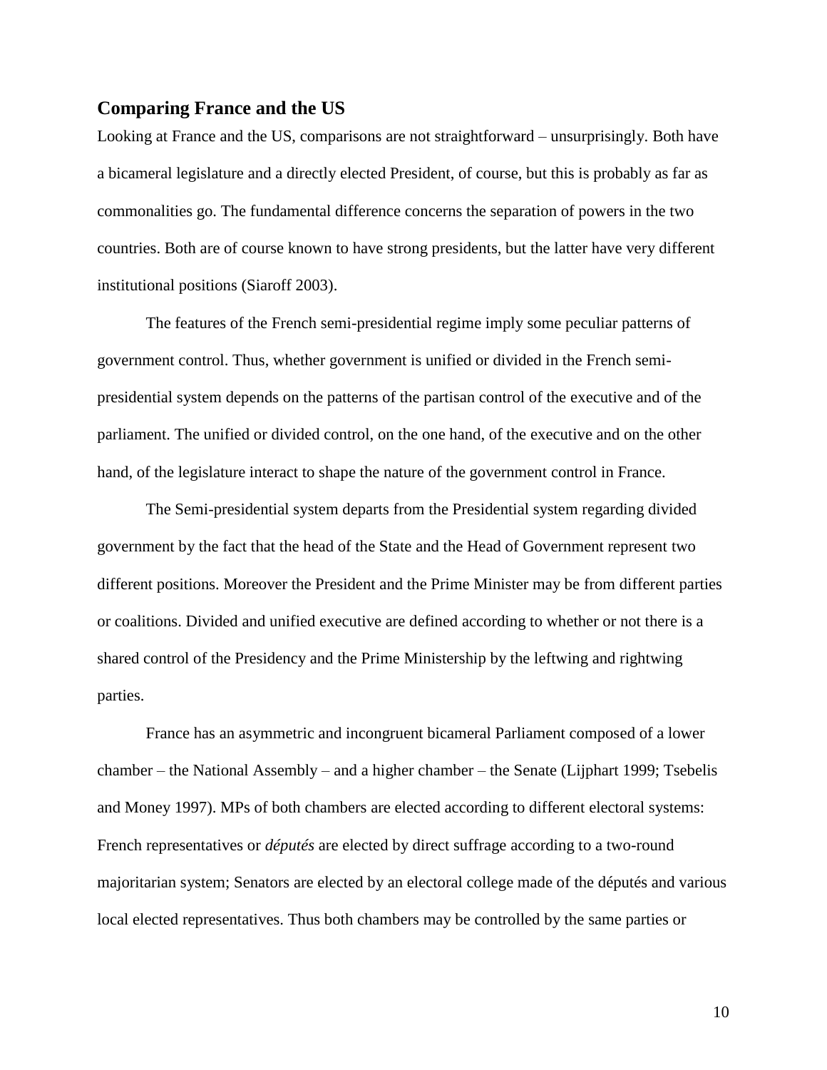## Comparing France and the US

Looking at France and the US, comparisons are not straightforward – unsurprisingly. Both have a bicameral legislature and a directly elected President, of course, but this is probably as far as commonalities go. The fundamental difference concerns the separation of powers in the two countries. Both are of course known to have strong presidents, but the latter have very different institutional positions (Siaroff 2003).

The features of the French semi-presidential regime imply some peculiar patterns of government control. Thus, whether government is unified or divided in the French semi-presidential system depends on the patterns of the partisan control of the executive and of the parliament. The unified or divided control, on the one hand, of the executive and on the other hand, of the legislature interact to shape the nature of the government control in France.

The Semi-presidential system departs from the Presidential system regarding divided government by the fact that the head of the State and the Head of Government represent two different positions. Moreover the President and the Prime Minister may be from different parties or coalitions. Divided and unified executive are defined according to whether or not there is a shared control of the Presidency and the Prime Ministership by the leftwing and rightwing parties.

France has an asymmetric and incongruent bicameral Parliament composed of a lower chamber – the National Assembly – and a higher chamber – the Senate (Lijphart 1999; Tsebelis and Money 1997). MPs of both chambers are elected according to different electoral systems: French representatives or *députés* are elected by direct suffrage according to a two-round majoritarian system; Senators are elected by an electoral college made of the députés and various local elected representatives. Thus both chambers may be controlled by the same parties or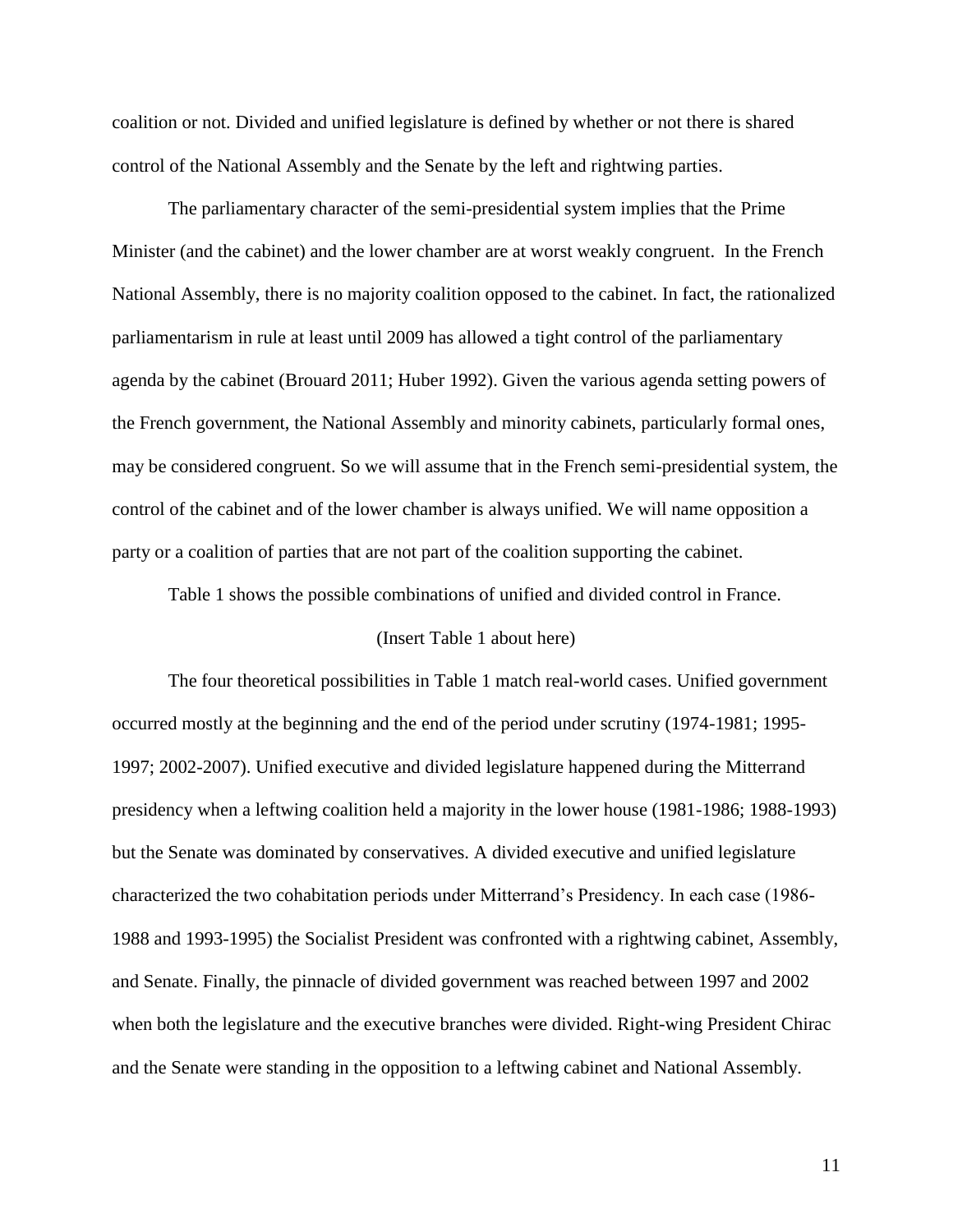coalition or not. Divided and unified legislature is defined by whether or not there is shared control of the National Assembly and the Senate by the left and rightwing parties.

The parliamentary character of the semi-presidential system implies that the Prime Minister (and the cabinet) and the lower chamber are at worst weakly congruent. In the French National Assembly, there is no majority coalition opposed to the cabinet. In fact, the rationalized parliamentarism in rule at least until 2009 has allowed a tight control of the parliamentary agenda by the cabinet (Brouard 2011; Huber 1992). Given the various agenda setting powers of the French government, the National Assembly and minority cabinets, particularly formal ones, may be considered congruent. So we will assume that in the French semi-presidential system, the control of the cabinet and of the lower chamber is always unified. We will name opposition a party or a coalition of parties that are not part of the coalition supporting the cabinet.

Table 1 shows the possible combinations of unified and divided control in France.

(Insert Table 1 about here)

The four theoretical possibilities in Table 1 match real-world cases. Unified government occurred mostly at the beginning and the end of the period under scrutiny (1974-1981; 1995-1997; 2002-2007). Unified executive and divided legislature happened during the Mitterrand presidency when a leftwing coalition held a majority in the lower house (1981-1986; 1988-1993) but the Senate was dominated by conservatives. A divided executive and unified legislature characterized the two cohabitation periods under Mitterrand's Presidency. In each case (1986-1988 and 1993-1995) the Socialist President was confronted with a rightwing cabinet, Assembly, and Senate. Finally, the pinnacle of divided government was reached between 1997 and 2002 when both the legislature and the executive branches were divided. Right-wing President Chirac and the Senate were standing in the opposition to a leftwing cabinet and National Assembly.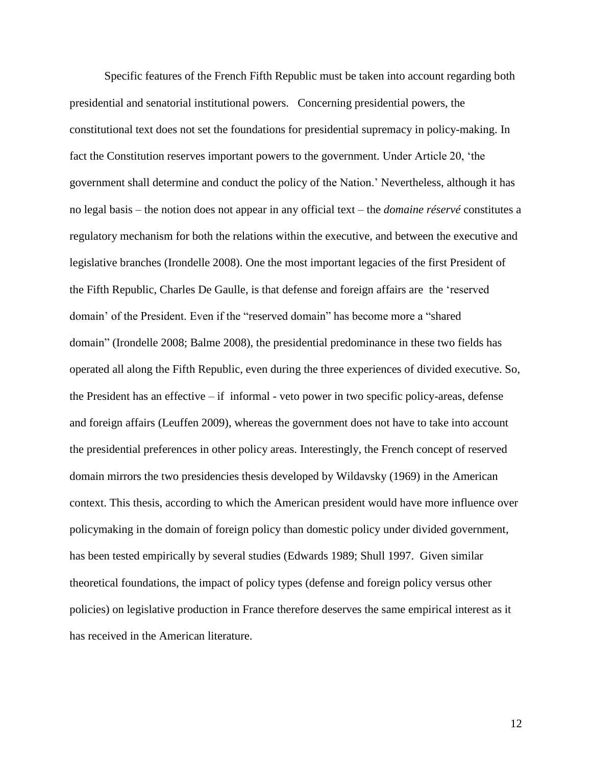Specific features of the French Fifth Republic must be taken into account regarding both presidential and senatorial institutional powers. Concerning presidential powers, the constitutional text does not set the foundations for presidential supremacy in policy-making. In fact the Constitution reserves important powers to the government. Under Article 20, 'the government shall determine and conduct the policy of the Nation.' Nevertheless, although it has no legal basis – the notion does not appear in any official text – the *domaine réservé* constitutes a regulatory mechanism for both the relations within the executive, and between the executive and legislative branches (Irondelle 2008). One the most important legacies of the first President of the Fifth Republic, Charles De Gaulle, is that defense and foreign affairs are the 'reserved domain' of the President. Even if the "reserved domain" has become more a "shared domain" (Irondelle 2008; Balme 2008), the presidential predominance in these two fields has operated all along the Fifth Republic, even during the three experiences of divided executive. So, the President has an effective – if informal - veto power in two specific policy-areas, defense and foreign affairs (Leuffen 2009), whereas the government does not have to take into account the presidential preferences in other policy areas. Interestingly, the French concept of reserved domain mirrors the two presidencies thesis developed by Wildavsky (1969) in the American context. This thesis, according to which the American president would have more influence over policymaking in the domain of foreign policy than domestic policy under divided government, has been tested empirically by several studies (Edwards 1989; Shull 1997. Given similar theoretical foundations, the impact of policy types (defense and foreign policy versus other policies) on legislative production in France therefore deserves the same empirical interest as it has received in the American literature.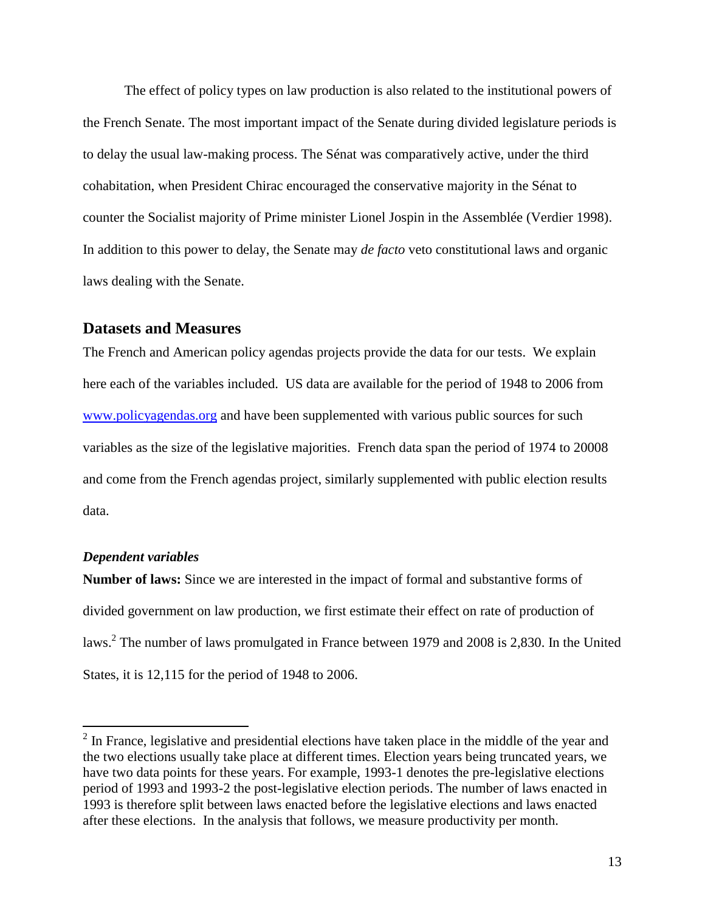The effect of policy types on law production is also related to the institutional powers of the French Senate. The most important impact of the Senate during divided legislature periods is to delay the usual law-making process. The Sénat was comparatively active, under the third cohabitation, when President Chirac encouraged the conservative majority in the Sénat to counter the Socialist majority of Prime minister Lionel Jospin in the Assemblée (Verdier 1998). In addition to this power to delay, the Senate may *de facto* veto constitutional laws and organic laws dealing with the Senate.

## Datasets and Measures

The French and American policy agendas projects provide the data for our tests. We explain here each of the variables included. US data are available for the period of 1948 to 2006 from www.policyagendas.org and have been supplemented with various public sources for such variables as the size of the legislative majorities. French data span the period of 1974 to 20008 and come from the French agendas project, similarly supplemented with public election results data.

### *Dependent variables*

**Number of laws:** Since we are interested in the impact of formal and substantive forms of divided government on law production, we first estimate their effect on rate of production of laws.[2] The number of laws promulgated in France between 1979 and 2008 is 2,830. In the United States, it is 12,115 for the period of 1948 to 2006.

[2] In France, legislative and presidential elections have taken place in the middle of the year and the two elections usually take place at different times. Election years being truncated years, we have two data points for these years. For example, 1993-1 denotes the pre-legislative elections period of 1993 and 1993-2 the post-legislative election periods. The number of laws enacted in 1993 is therefore split between laws enacted before the legislative elections and laws enacted after these elections. In the analysis that follows, we measure productivity per month.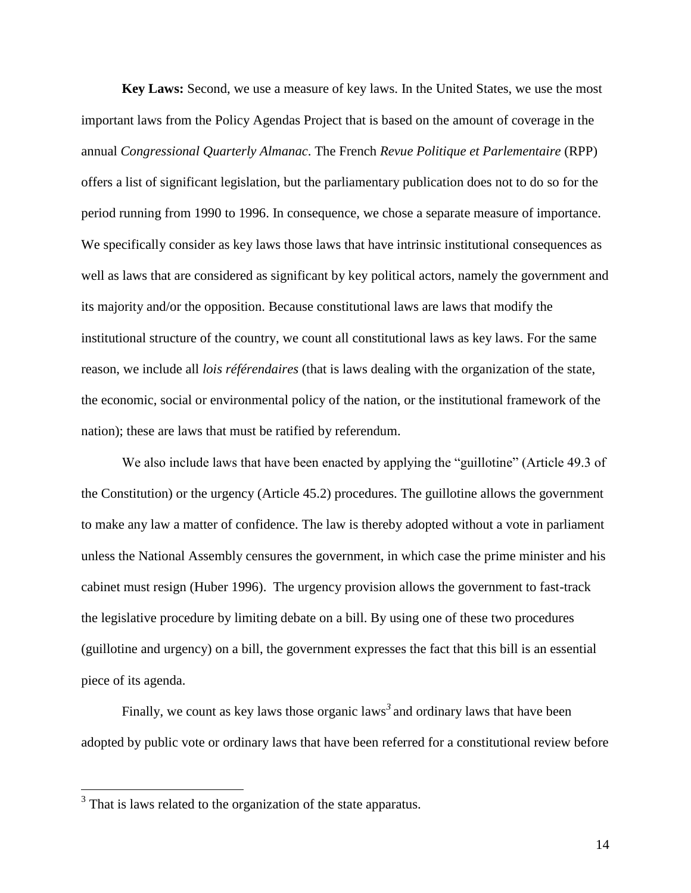**Key Laws:** Second, we use a measure of key laws. In the United States, we use the most important laws from the Policy Agendas Project that is based on the amount of coverage in the annual *Congressional Quarterly Almanac*. The French *Revue Politique et Parlementaire* (RPP) offers a list of significant legislation, but the parliamentary publication does not to do so for the period running from 1990 to 1996. In consequence, we chose a separate measure of importance. We specifically consider as key laws those laws that have intrinsic institutional consequences as well as laws that are considered as significant by key political actors, namely the government and its majority and/or the opposition. Because constitutional laws are laws that modify the institutional structure of the country, we count all constitutional laws as key laws. For the same reason, we include all *lois référendaires* (that is laws dealing with the organization of the state, the economic, social or environmental policy of the nation, or the institutional framework of the nation); these are laws that must be ratified by referendum.

We also include laws that have been enacted by applying the "guillotine" (Article 49.3 of the Constitution) or the urgency (Article 45.2) procedures. The guillotine allows the government to make any law a matter of confidence. The law is thereby adopted without a vote in parliament unless the National Assembly censures the government, in which case the prime minister and his cabinet must resign (Huber 1996). The urgency provision allows the government to fast-track the legislative procedure by limiting debate on a bill. By using one of these two procedures (guillotine and urgency) on a bill, the government expresses the fact that this bill is an essential piece of its agenda.

Finally, we count as key laws those organic laws[3] and ordinary laws that have been adopted by public vote or ordinary laws that have been referred for a constitutional review before

[3] That is laws related to the organization of the state apparatus.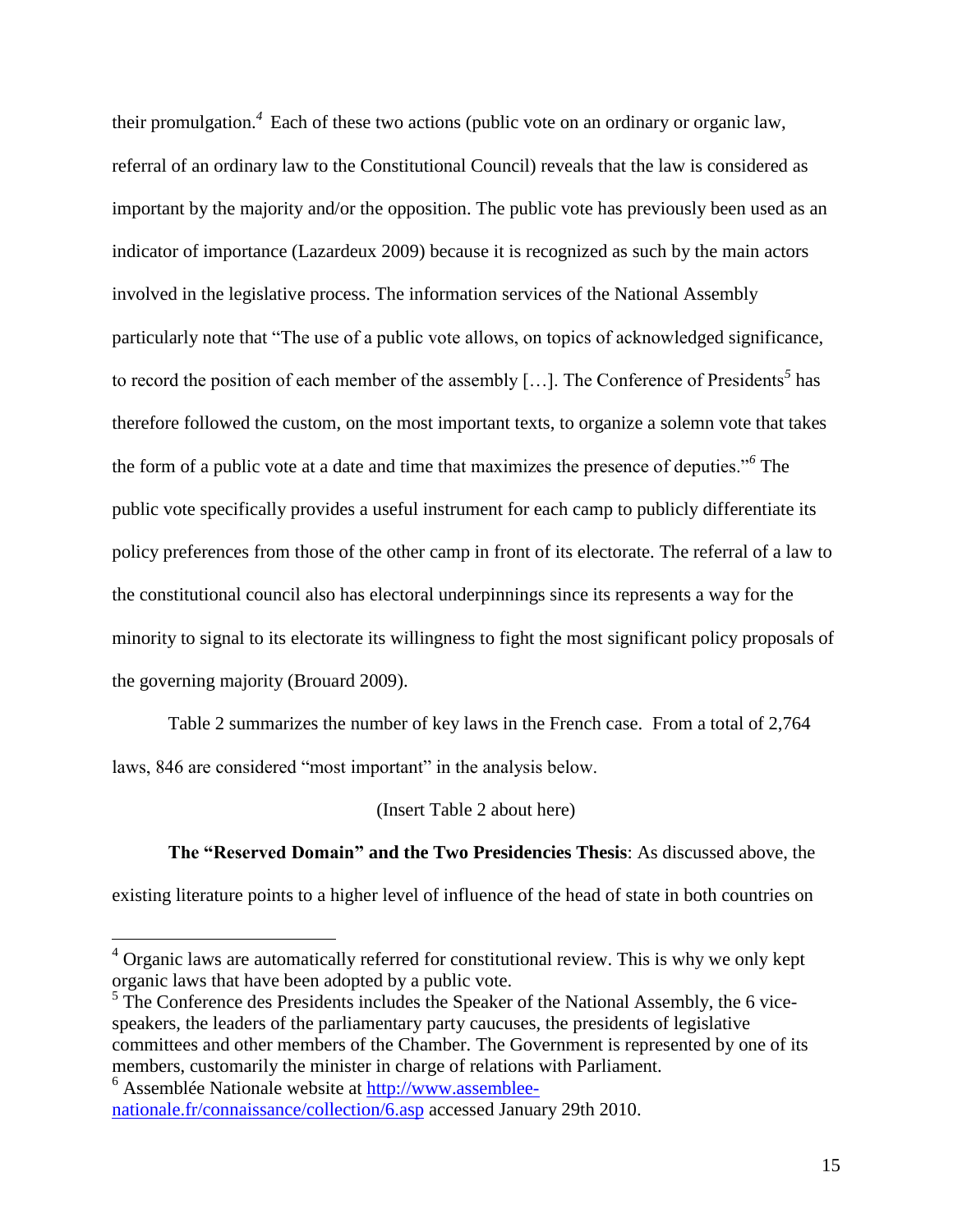their promulgation.[4] Each of these two actions (public vote on an ordinary or organic law, referral of an ordinary law to the Constitutional Council) reveals that the law is considered as important by the majority and/or the opposition. The public vote has previously been used as an indicator of importance (Lazardeux 2009) because it is recognized as such by the main actors involved in the legislative process. The information services of the National Assembly particularly note that "The use of a public vote allows, on topics of acknowledged significance, to record the position of each member of the assembly […]. The Conference of Presidents[5] has therefore followed the custom, on the most important texts, to organize a solemn vote that takes the form of a public vote at a date and time that maximizes the presence of deputies."[6] The public vote specifically provides a useful instrument for each camp to publicly differentiate its policy preferences from those of the other camp in front of its electorate. The referral of a law to the constitutional council also has electoral underpinnings since its represents a way for the minority to signal to its electorate its willingness to fight the most significant policy proposals of the governing majority (Brouard 2009).

Table 2 summarizes the number of key laws in the French case. From a total of 2,764 laws, 846 are considered "most important" in the analysis below.

(Insert Table 2 about here)

**The "Reserved Domain" and the Two Presidencies Thesis**: As discussed above, the existing literature points to a higher level of influence of the head of state in both countries on

---

[4] Organic laws are automatically referred for constitutional review. This is why we only kept organic laws that have been adopted by a public vote.

[5] The Conference des Presidents includes the Speaker of the National Assembly, the 6 vice-speakers, the leaders of the parliamentary party caucuses, the presidents of legislative committees and other members of the Chamber. The Government is represented by one of its members, customarily the minister in charge of relations with Parliament.

[6] Assemblée Nationale website at http://www.assemblee-nationale.fr/connaissance/collection/6.asp accessed January 29th 2010.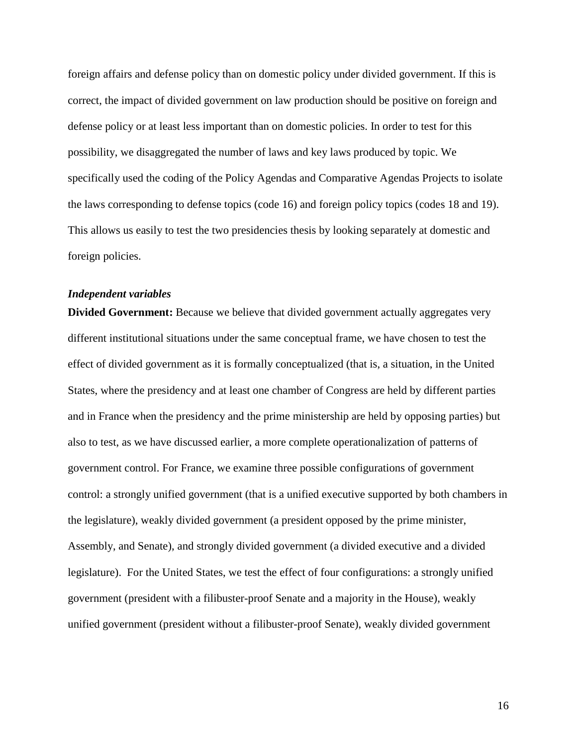foreign affairs and defense policy than on domestic policy under divided government. If this is correct, the impact of divided government on law production should be positive on foreign and defense policy or at least less important than on domestic policies. In order to test for this possibility, we disaggregated the number of laws and key laws produced by topic. We specifically used the coding of the Policy Agendas and Comparative Agendas Projects to isolate the laws corresponding to defense topics (code 16) and foreign policy topics (codes 18 and 19). This allows us easily to test the two presidencies thesis by looking separately at domestic and foreign policies.

***Independent variables***

**Divided Government:** Because we believe that divided government actually aggregates very different institutional situations under the same conceptual frame, we have chosen to test the effect of divided government as it is formally conceptualized (that is, a situation, in the United States, where the presidency and at least one chamber of Congress are held by different parties and in France when the presidency and the prime ministership are held by opposing parties) but also to test, as we have discussed earlier, a more complete operationalization of patterns of government control. For France, we examine three possible configurations of government control: a strongly unified government (that is a unified executive supported by both chambers in the legislature), weakly divided government (a president opposed by the prime minister, Assembly, and Senate), and strongly divided government (a divided executive and a divided legislature). For the United States, we test the effect of four configurations: a strongly unified government (president with a filibuster-proof Senate and a majority in the House), weakly unified government (president without a filibuster-proof Senate), weakly divided government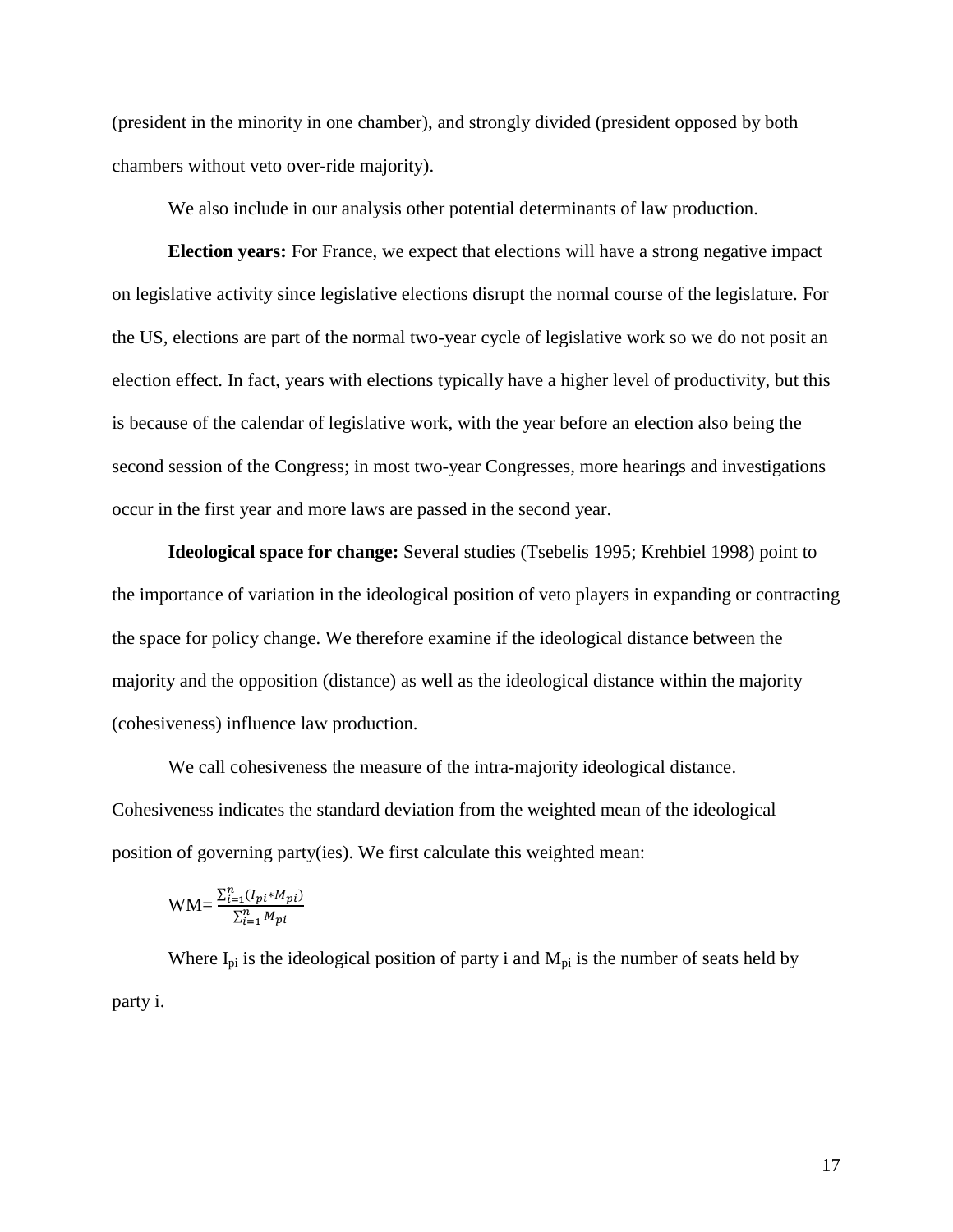(president in the minority in one chamber), and strongly divided (president opposed by both chambers without veto over-ride majority).

We also include in our analysis other potential determinants of law production.

**Election years:** For France, we expect that elections will have a strong negative impact on legislative activity since legislative elections disrupt the normal course of the legislature. For the US, elections are part of the normal two-year cycle of legislative work so we do not posit an election effect. In fact, years with elections typically have a higher level of productivity, but this is because of the calendar of legislative work, with the year before an election also being the second session of the Congress; in most two-year Congresses, more hearings and investigations occur in the first year and more laws are passed in the second year.

**Ideological space for change:** Several studies (Tsebelis 1995; Krehbiel 1998) point to the importance of variation in the ideological position of veto players in expanding or contracting the space for policy change. We therefore examine if the ideological distance between the majority and the opposition (distance) as well as the ideological distance within the majority (cohesiveness) influence law production.

We call cohesiveness the measure of the intra-majority ideological distance. Cohesiveness indicates the standard deviation from the weighted mean of the ideological position of governing party(ies). We first calculate this weighted mean:

$$\text{WM}=\frac{\sum_{i=1}^{n}(I_{pi}*M_{pi})}{\sum_{i=1}^{n}M_{pi}}$$

Where $I_{pi}$ is the ideological position of party i and $M_{pi}$ is the number of seats held by party i.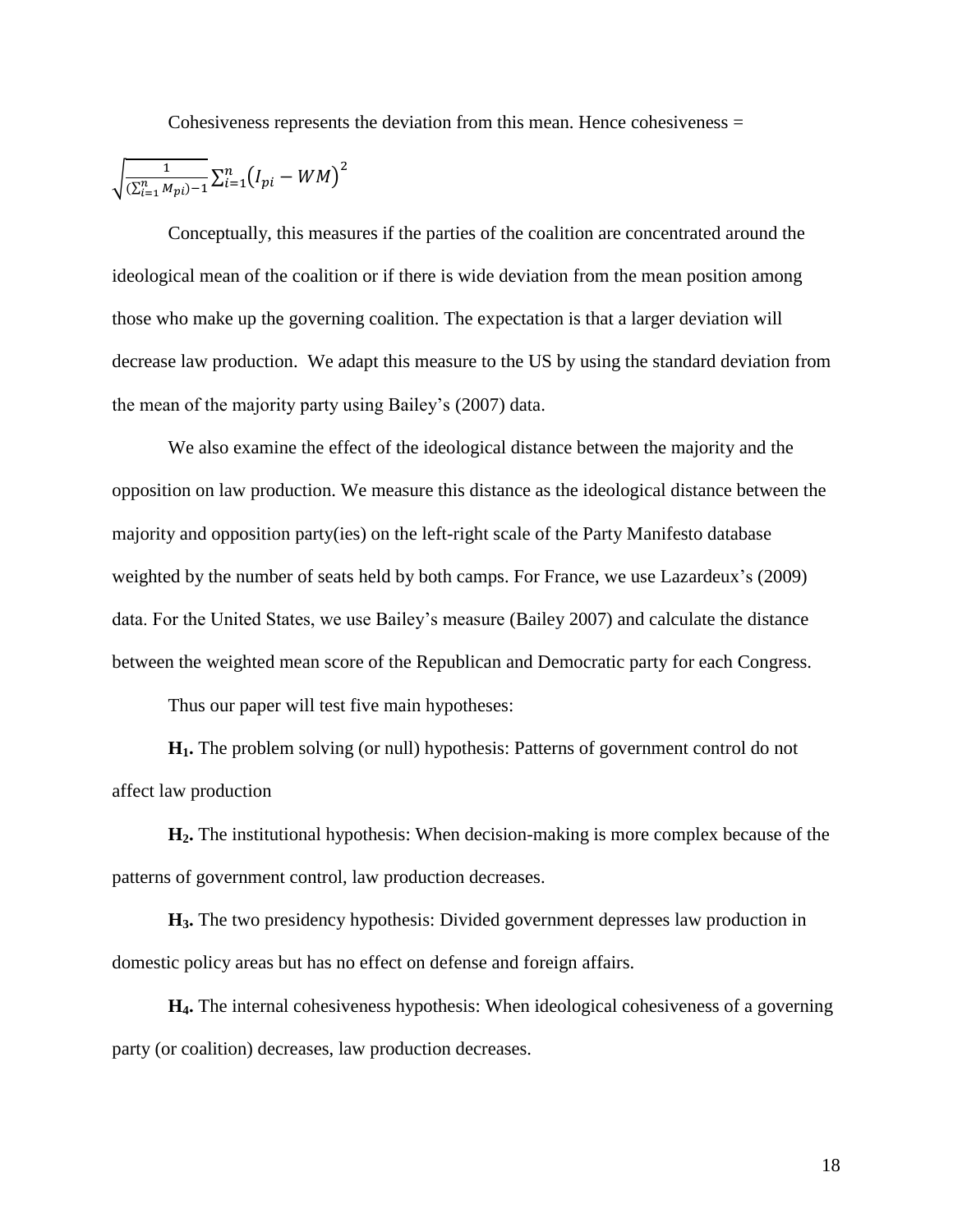Cohesiveness represents the deviation from this mean. Hence cohesiveness =

$$\sqrt{\frac{1}{(\sum_{i=1}^{n} M_{pi})-1}\sum_{i=1}^{n}\left(I_{pi} - WM\right)^{2}}$$

Conceptually, this measures if the parties of the coalition are concentrated around the ideological mean of the coalition or if there is wide deviation from the mean position among those who make up the governing coalition. The expectation is that a larger deviation will decrease law production. We adapt this measure to the US by using the standard deviation from the mean of the majority party using Bailey's (2007) data.

We also examine the effect of the ideological distance between the majority and the opposition on law production. We measure this distance as the ideological distance between the majority and opposition party(ies) on the left-right scale of the Party Manifesto database weighted by the number of seats held by both camps. For France, we use Lazardeux's (2009) data. For the United States, we use Bailey's measure (Bailey 2007) and calculate the distance between the weighted mean score of the Republican and Democratic party for each Congress.

Thus our paper will test five main hypotheses:

**$H_1$.** The problem solving (or null) hypothesis: Patterns of government control do not affect law production

**$H_2$.** The institutional hypothesis: When decision-making is more complex because of the patterns of government control, law production decreases.

**$H_3$.** The two presidency hypothesis: Divided government depresses law production in domestic policy areas but has no effect on defense and foreign affairs.

**$H_4$.** The internal cohesiveness hypothesis: When ideological cohesiveness of a governing party (or coalition) decreases, law production decreases.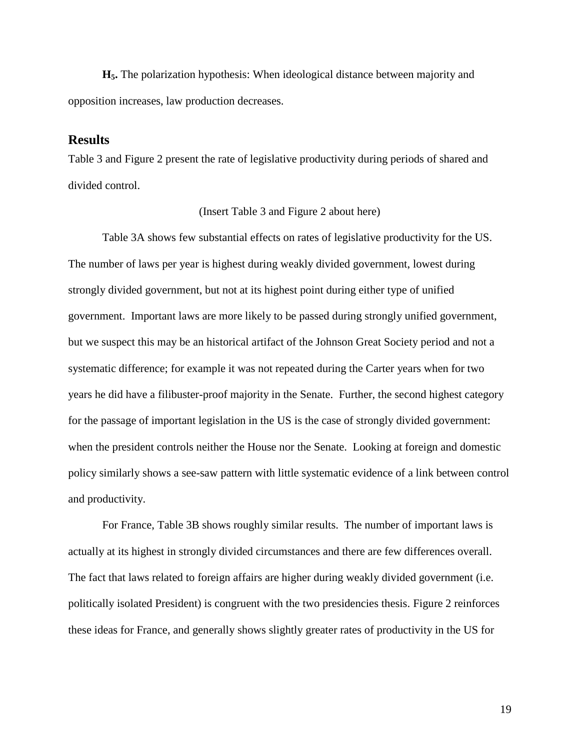**$H_5$.** The polarization hypothesis: When ideological distance between majority and opposition increases, law production decreases.

## Results

Table 3 and Figure 2 present the rate of legislative productivity during periods of shared and divided control.

(Insert Table 3 and Figure 2 about here)

Table 3A shows few substantial effects on rates of legislative productivity for the US. The number of laws per year is highest during weakly divided government, lowest during strongly divided government, but not at its highest point during either type of unified government. Important laws are more likely to be passed during strongly unified government, but we suspect this may be an historical artifact of the Johnson Great Society period and not a systematic difference; for example it was not repeated during the Carter years when for two years he did have a filibuster-proof majority in the Senate. Further, the second highest category for the passage of important legislation in the US is the case of strongly divided government: when the president controls neither the House nor the Senate. Looking at foreign and domestic policy similarly shows a see-saw pattern with little systematic evidence of a link between control and productivity.

For France, Table 3B shows roughly similar results. The number of important laws is actually at its highest in strongly divided circumstances and there are few differences overall. The fact that laws related to foreign affairs are higher during weakly divided government (i.e. politically isolated President) is congruent with the two presidencies thesis. Figure 2 reinforces these ideas for France, and generally shows slightly greater rates of productivity in the US for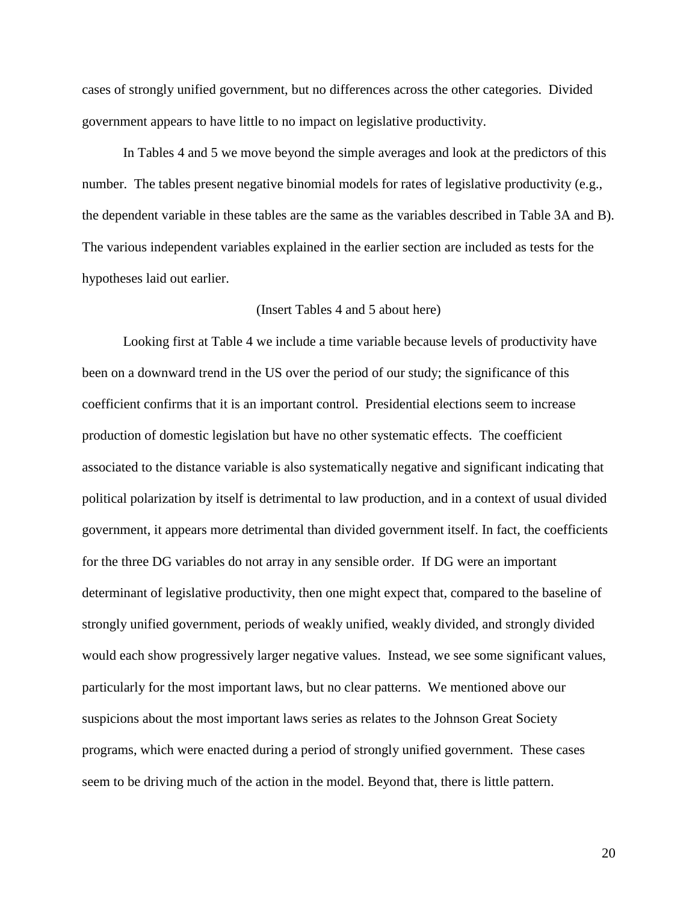cases of strongly unified government, but no differences across the other categories. Divided government appears to have little to no impact on legislative productivity.

In Tables 4 and 5 we move beyond the simple averages and look at the predictors of this number. The tables present negative binomial models for rates of legislative productivity (e.g., the dependent variable in these tables are the same as the variables described in Table 3A and B). The various independent variables explained in the earlier section are included as tests for the hypotheses laid out earlier.

(Insert Tables 4 and 5 about here)

Looking first at Table 4 we include a time variable because levels of productivity have been on a downward trend in the US over the period of our study; the significance of this coefficient confirms that it is an important control. Presidential elections seem to increase production of domestic legislation but have no other systematic effects. The coefficient associated to the distance variable is also systematically negative and significant indicating that political polarization by itself is detrimental to law production, and in a context of usual divided government, it appears more detrimental than divided government itself. In fact, the coefficients for the three DG variables do not array in any sensible order. If DG were an important determinant of legislative productivity, then one might expect that, compared to the baseline of strongly unified government, periods of weakly unified, weakly divided, and strongly divided would each show progressively larger negative values. Instead, we see some significant values, particularly for the most important laws, but no clear patterns. We mentioned above our suspicions about the most important laws series as relates to the Johnson Great Society programs, which were enacted during a period of strongly unified government. These cases seem to be driving much of the action in the model. Beyond that, there is little pattern.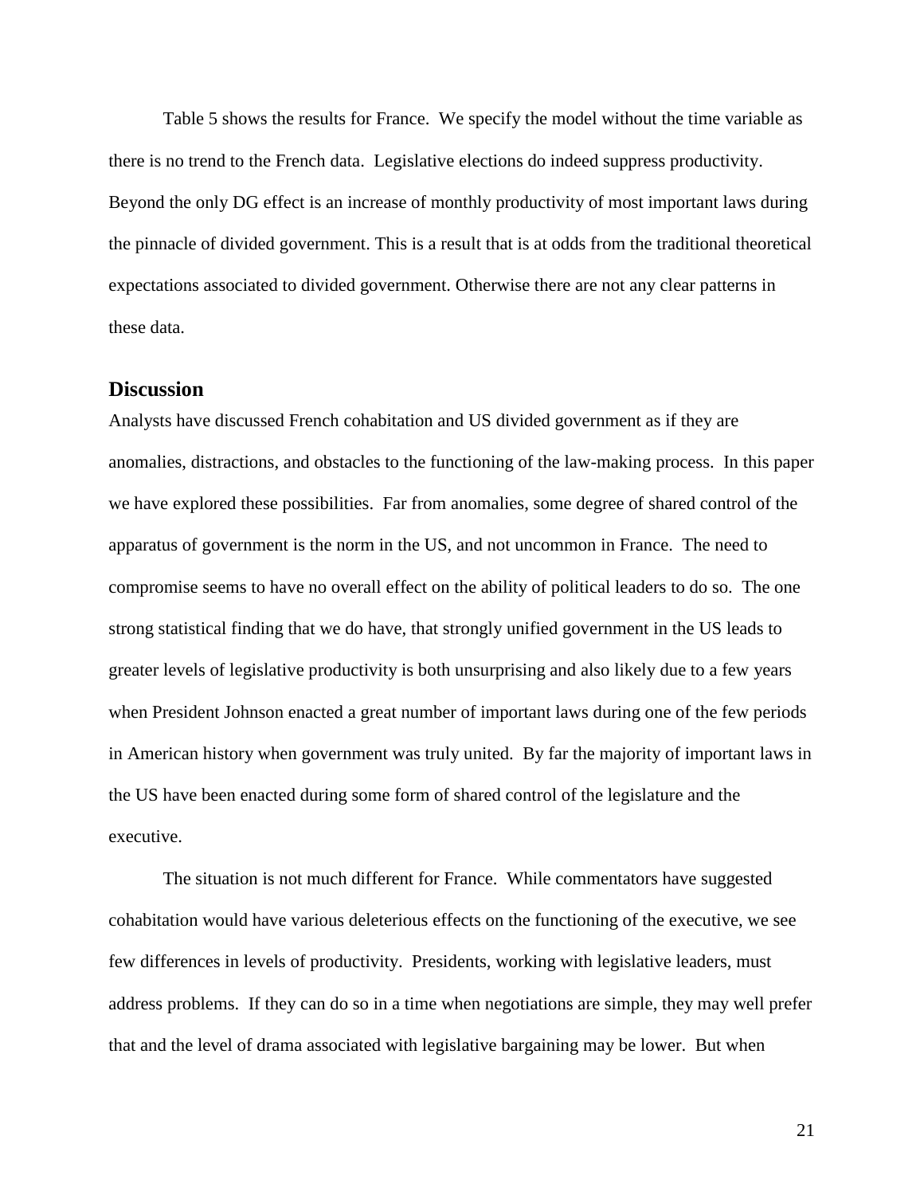Table 5 shows the results for France. We specify the model without the time variable as there is no trend to the French data. Legislative elections do indeed suppress productivity. Beyond the only DG effect is an increase of monthly productivity of most important laws during the pinnacle of divided government. This is a result that is at odds from the traditional theoretical expectations associated to divided government. Otherwise there are not any clear patterns in these data.

## Discussion

Analysts have discussed French cohabitation and US divided government as if they are anomalies, distractions, and obstacles to the functioning of the law-making process. In this paper we have explored these possibilities. Far from anomalies, some degree of shared control of the apparatus of government is the norm in the US, and not uncommon in France. The need to compromise seems to have no overall effect on the ability of political leaders to do so. The one strong statistical finding that we do have, that strongly unified government in the US leads to greater levels of legislative productivity is both unsurprising and also likely due to a few years when President Johnson enacted a great number of important laws during one of the few periods in American history when government was truly united. By far the majority of important laws in the US have been enacted during some form of shared control of the legislature and the executive.

The situation is not much different for France. While commentators have suggested cohabitation would have various deleterious effects on the functioning of the executive, we see few differences in levels of productivity. Presidents, working with legislative leaders, must address problems. If they can do so in a time when negotiations are simple, they may well prefer that and the level of drama associated with legislative bargaining may be lower. But when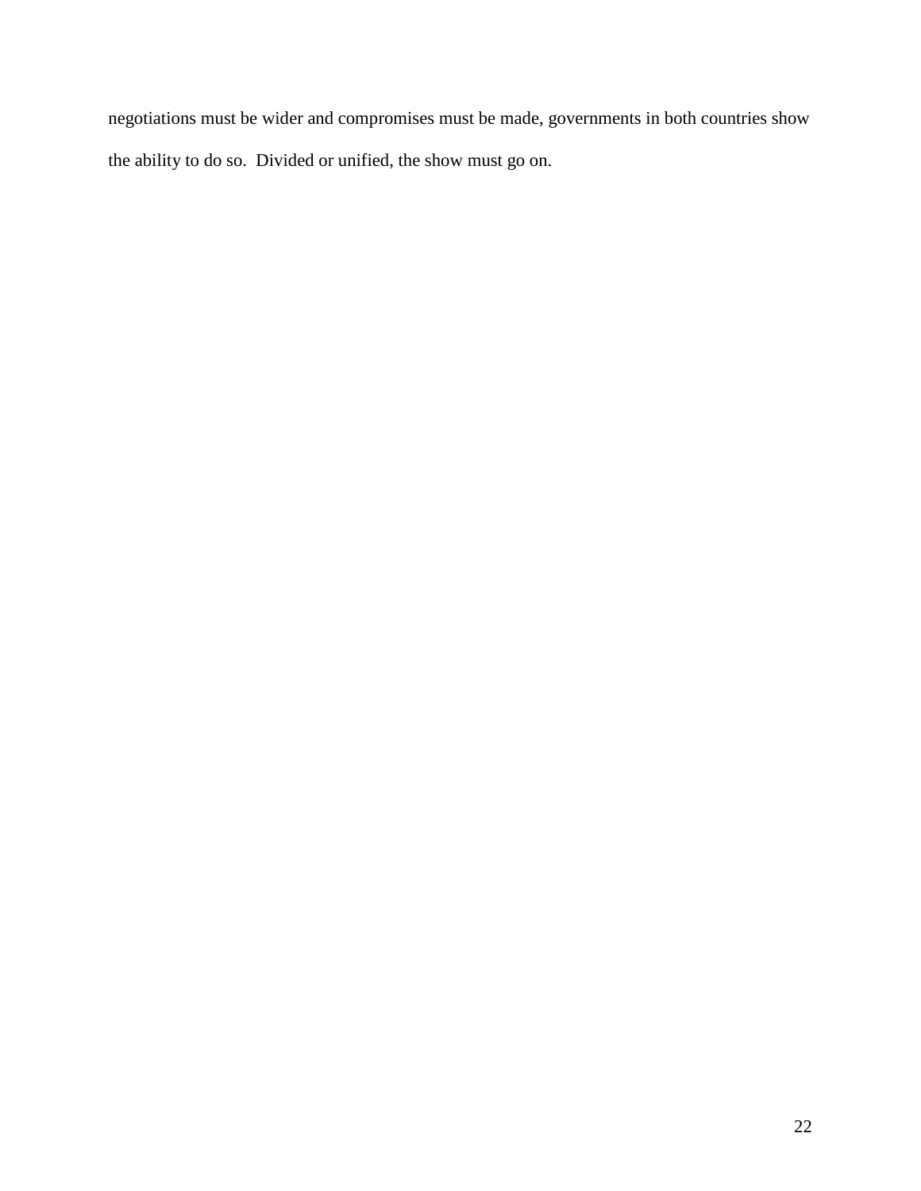negotiations must be wider and compromises must be made, governments in both countries show the ability to do so. Divided or unified, the show must go on.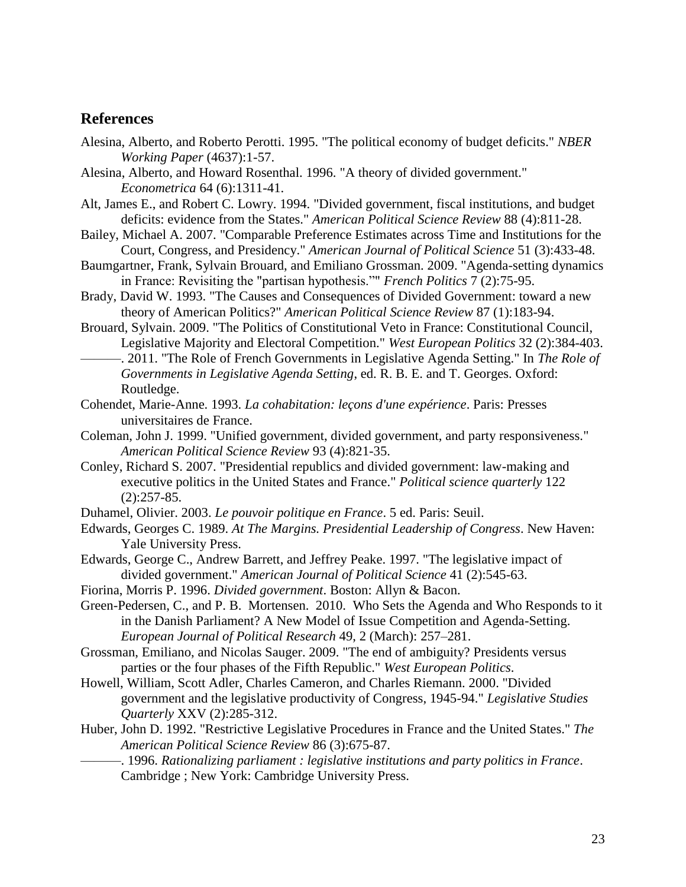## References

Alesina, Alberto, and Roberto Perotti. 1995. "The political economy of budget deficits." *NBER Working Paper* (4637):1-57.

Alesina, Alberto, and Howard Rosenthal. 1996. "A theory of divided government." *Econometrica* 64 (6):1311-41.

Alt, James E., and Robert C. Lowry. 1994. "Divided government, fiscal institutions, and budget deficits: evidence from the States." *American Political Science Review* 88 (4):811-28.

Bailey, Michael A. 2007. "Comparable Preference Estimates across Time and Institutions for the Court, Congress, and Presidency." *American Journal of Political Science* 51 (3):433-48.

Baumgartner, Frank, Sylvain Brouard, and Emiliano Grossman. 2009. "Agenda-setting dynamics in France: Revisiting the "partisan hypothesis."" *French Politics* 7 (2):75-95.

Brady, David W. 1993. "The Causes and Consequences of Divided Government: toward a new theory of American Politics?" *American Political Science Review* 87 (1):183-94.

Brouard, Sylvain. 2009. "The Politics of Constitutional Veto in France: Constitutional Council, Legislative Majority and Electoral Competition." *West European Politics* 32 (2):384-403.

———. 2011. "The Role of French Governments in Legislative Agenda Setting." In *The Role of Governments in Legislative Agenda Setting*, ed. R. B. E. and T. Georges. Oxford: Routledge.

Cohendet, Marie-Anne. 1993. *La cohabitation: leçons d'une expérience*. Paris: Presses universitaires de France.

Coleman, John J. 1999. "Unified government, divided government, and party responsiveness." *American Political Science Review* 93 (4):821-35.

Conley, Richard S. 2007. "Presidential republics and divided government: law-making and executive politics in the United States and France." *Political science quarterly* 122 (2):257-85.

Duhamel, Olivier. 2003. *Le pouvoir politique en France*. 5 ed. Paris: Seuil.

Edwards, Georges C. 1989. *At The Margins. Presidential Leadership of Congress*. New Haven: Yale University Press.

Edwards, George C., Andrew Barrett, and Jeffrey Peake. 1997. "The legislative impact of divided government." *American Journal of Political Science* 41 (2):545-63.

Fiorina, Morris P. 1996. *Divided government*. Boston: Allyn & Bacon.

Green-Pedersen, C., and P. B. Mortensen. 2010. Who Sets the Agenda and Who Responds to it in the Danish Parliament? A New Model of Issue Competition and Agenda-Setting. *European Journal of Political Research* 49, 2 (March): 257–281.

Grossman, Emiliano, and Nicolas Sauger. 2009. "The end of ambiguity? Presidents versus parties or the four phases of the Fifth Republic." *West European Politics*.

Howell, William, Scott Adler, Charles Cameron, and Charles Riemann. 2000. "Divided government and the legislative productivity of Congress, 1945-94." *Legislative Studies Quarterly* XXV (2):285-312.

Huber, John D. 1992. "Restrictive Legislative Procedures in France and the United States." *The American Political Science Review* 86 (3):675-87.

———. 1996. *Rationalizing parliament : legislative institutions and party politics in France*. Cambridge ; New York: Cambridge University Press.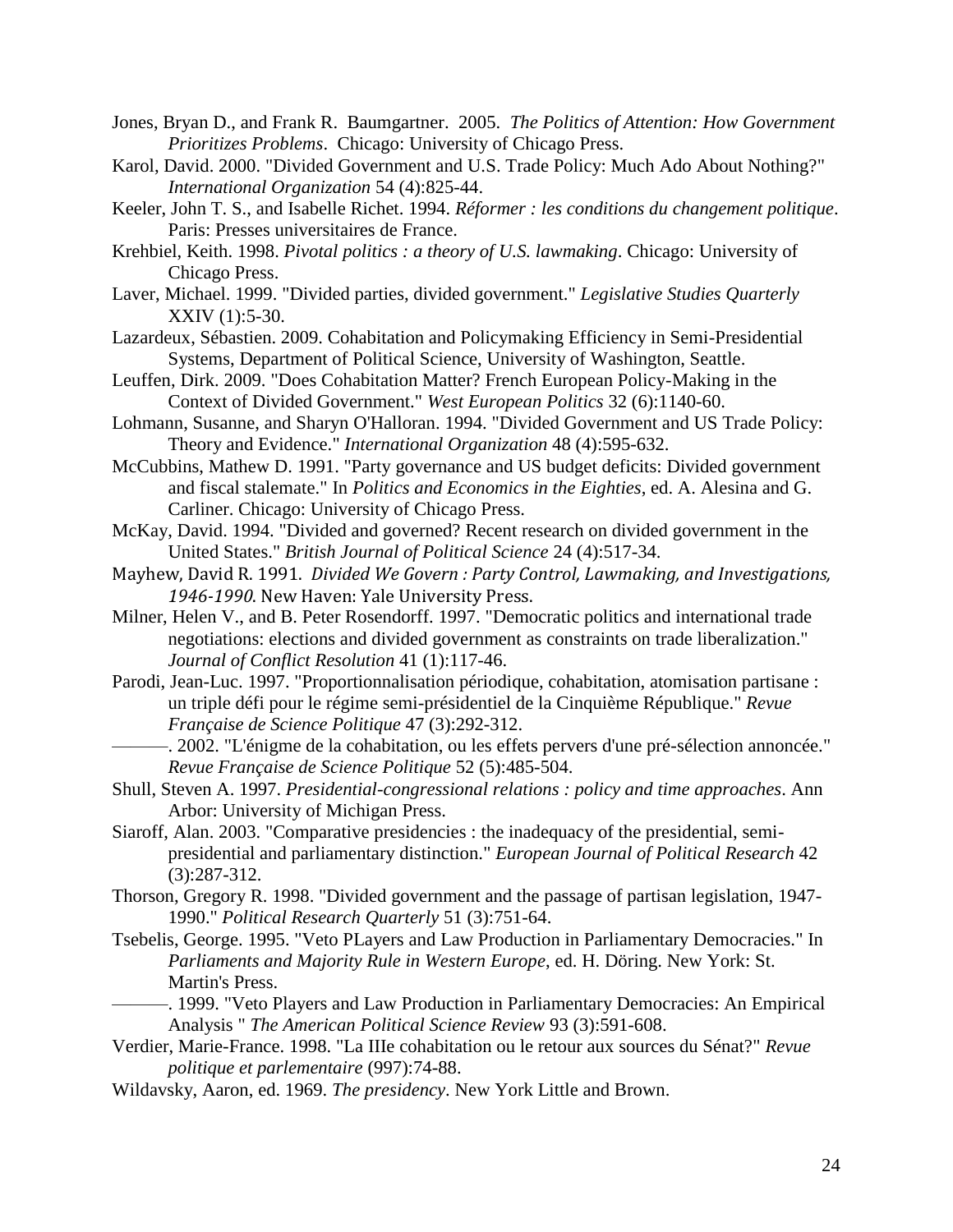Jones, Bryan D., and Frank R. Baumgartner. 2005. *The Politics of Attention: How Government Prioritizes Problems*. Chicago: University of Chicago Press.

Karol, David. 2000. "Divided Government and U.S. Trade Policy: Much Ado About Nothing?" *International Organization* 54 (4):825-44.

Keeler, John T. S., and Isabelle Richet. 1994. *Réformer : les conditions du changement politique*. Paris: Presses universitaires de France.

Krehbiel, Keith. 1998. *Pivotal politics : a theory of U.S. lawmaking*. Chicago: University of Chicago Press.

Laver, Michael. 1999. "Divided parties, divided government." *Legislative Studies Quarterly* XXIV (1):5-30.

Lazardeux, Sébastien. 2009. Cohabitation and Policymaking Efficiency in Semi-Presidential Systems, Department of Political Science, University of Washington, Seattle.

Leuffen, Dirk. 2009. "Does Cohabitation Matter? French European Policy-Making in the Context of Divided Government." *West European Politics* 32 (6):1140-60.

Lohmann, Susanne, and Sharyn O'Halloran. 1994. "Divided Government and US Trade Policy: Theory and Evidence." *International Organization* 48 (4):595-632.

McCubbins, Mathew D. 1991. "Party governance and US budget deficits: Divided government and fiscal stalemate." In *Politics and Economics in the Eighties*, ed. A. Alesina and G. Carliner. Chicago: University of Chicago Press.

McKay, David. 1994. "Divided and governed? Recent research on divided government in the United States." *British Journal of Political Science* 24 (4):517-34.

Mayhew, David R. 1991. *Divided We Govern : Party Control, Lawmaking, and Investigations, 1946-1990*. New Haven: Yale University Press.

Milner, Helen V., and B. Peter Rosendorff. 1997. "Democratic politics and international trade negotiations: elections and divided government as constraints on trade liberalization." *Journal of Conflict Resolution* 41 (1):117-46.

Parodi, Jean-Luc. 1997. "Proportionnalisation périodique, cohabitation, atomisation partisane : un triple défi pour le régime semi-présidentiel de la Cinquième République." *Revue Française de Science Politique* 47 (3):292-312.

———. 2002. "L'énigme de la cohabitation, ou les effets pervers d'une pré-sélection annoncée." *Revue Française de Science Politique* 52 (5):485-504.

Shull, Steven A. 1997. *Presidential-congressional relations : policy and time approaches*. Ann Arbor: University of Michigan Press.

Siaroff, Alan. 2003. "Comparative presidencies : the inadequacy of the presidential, semi-presidential and parliamentary distinction." *European Journal of Political Research* 42 (3):287-312.

Thorson, Gregory R. 1998. "Divided government and the passage of partisan legislation, 1947-1990." *Political Research Quarterly* 51 (3):751-64.

Tsebelis, George. 1995. "Veto PLayers and Law Production in Parliamentary Democracies." In *Parliaments and Majority Rule in Western Europe*, ed. H. Döring. New York: St. Martin's Press.

———. 1999. "Veto Players and Law Production in Parliamentary Democracies: An Empirical Analysis " *The American Political Science Review* 93 (3):591-608.

Verdier, Marie-France. 1998. "La IIIe cohabitation ou le retour aux sources du Sénat?" *Revue politique et parlementaire* (997):74-88.

Wildavsky, Aaron, ed. 1969. *The presidency*. New York Little and Brown.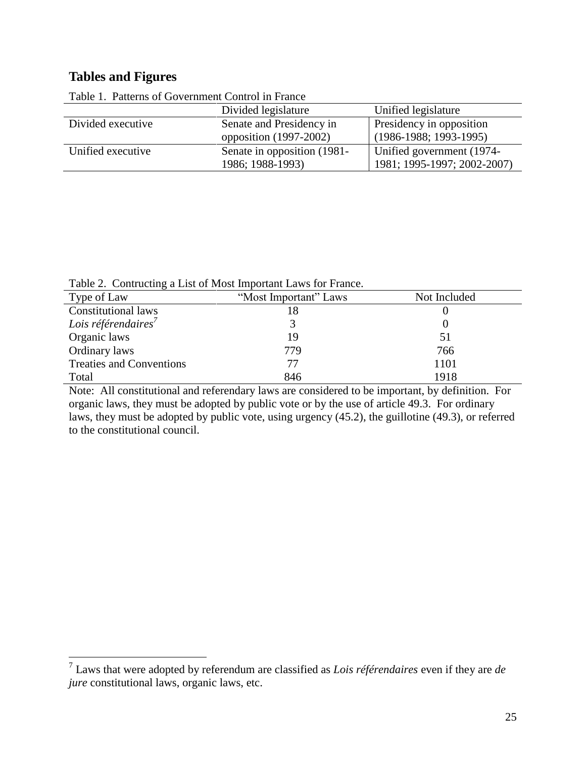## Tables and Figures

Table 1. Patterns of Government Control in France

| | Divided legislature | Unified legislature |
|---|---|---|
| Divided executive | Senate and Presidency in opposition (1997-2002) | Presidency in opposition (1986-1988; 1993-1995) |
| Unified executive | Senate in opposition (1981-1986; 1988-1993) | Unified government (1974-1981; 1995-1997; 2002-2007) |

Table 2. Contructing a List of Most Important Laws for France.

| Type of Law | "Most Important" Laws | Not Included |
|---|---|---|
| Constitutional laws | 18 | 0 |
| *Lois référendaires*[7] | 3 | 0 |
| Organic laws | 19 | 51 |
| Ordinary laws | 779 | 766 |
| Treaties and Conventions | 77 | 1101 |
| Total | 846 | 1918 |

Note: All constitutional and referendary laws are considered to be important, by definition. For organic laws, they must be adopted by public vote or by the use of article 49.3. For ordinary laws, they must be adopted by public vote, using urgency (45.2), the guillotine (49.3), or referred to the constitutional council.

[7] Laws that were adopted by referendum are classified as *Lois référendaires* even if they are *de jure* constitutional laws, organic laws, etc.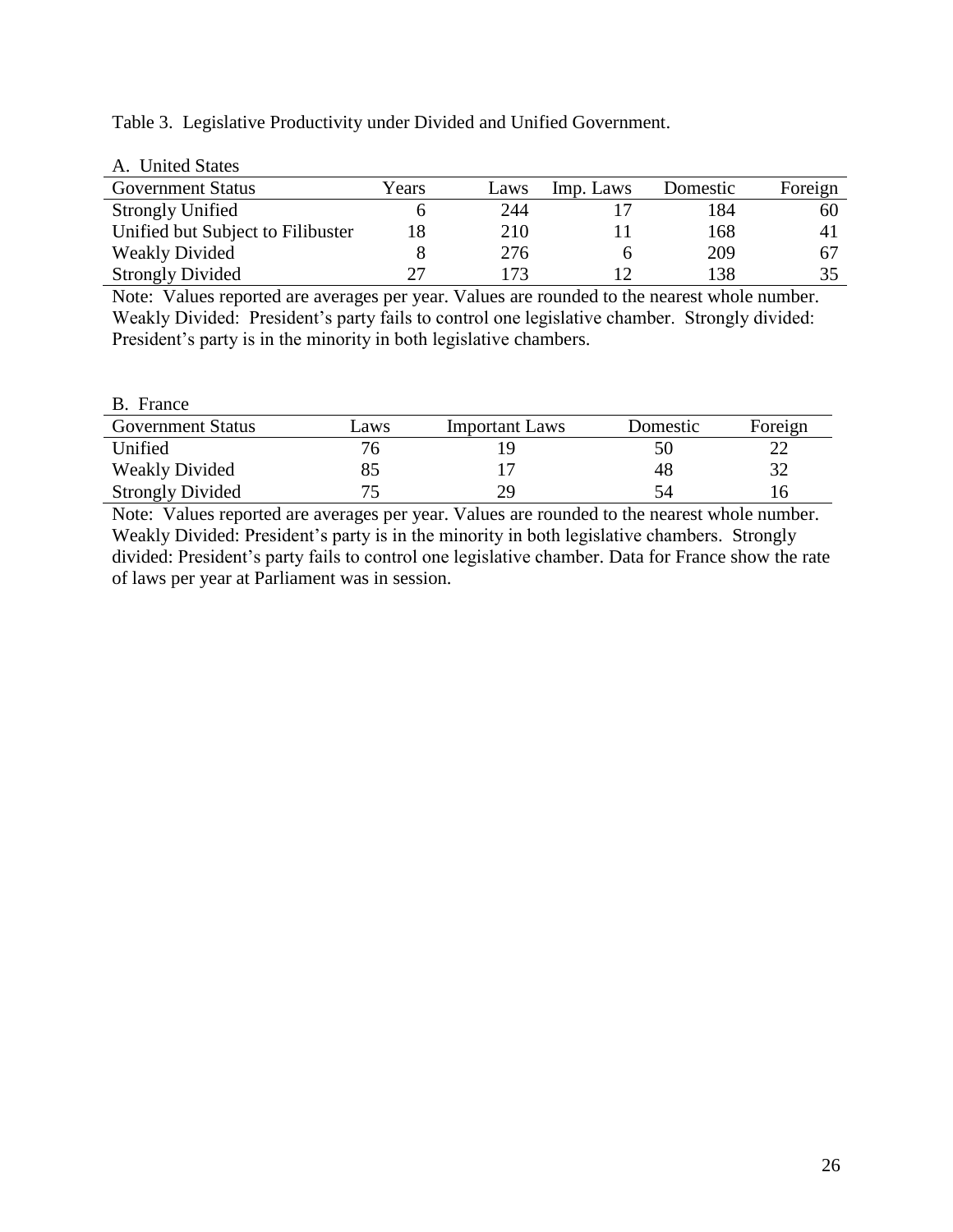Table 3. Legislative Productivity under Divided and Unified Government.

A. United States

| Government Status | Years | Laws | Imp. Laws | Domestic | Foreign |
|---|---|---|---|---|---|
| Strongly Unified | 6 | 244 | 17 | 184 | 60 |
| Unified but Subject to Filibuster | 18 | 210 | 11 | 168 | 41 |
| Weakly Divided | 8 | 276 | 6 | 209 | 67 |
| Strongly Divided | 27 | 173 | 12 | 138 | 35 |

Note: Values reported are averages per year. Values are rounded to the nearest whole number. Weakly Divided: President's party fails to control one legislative chamber. Strongly divided: President's party is in the minority in both legislative chambers.

B. France

| Government Status | Laws | Important Laws | Domestic | Foreign |
|---|---|---|---|---|
| Unified | 76 | 19 | 50 | 22 |
| Weakly Divided | 85 | 17 | 48 | 32 |
| Strongly Divided | 75 | 29 | 54 | 16 |

Note: Values reported are averages per year. Values are rounded to the nearest whole number. Weakly Divided: President's party is in the minority in both legislative chambers. Strongly divided: President's party fails to control one legislative chamber. Data for France show the rate of laws per year at Parliament was in session.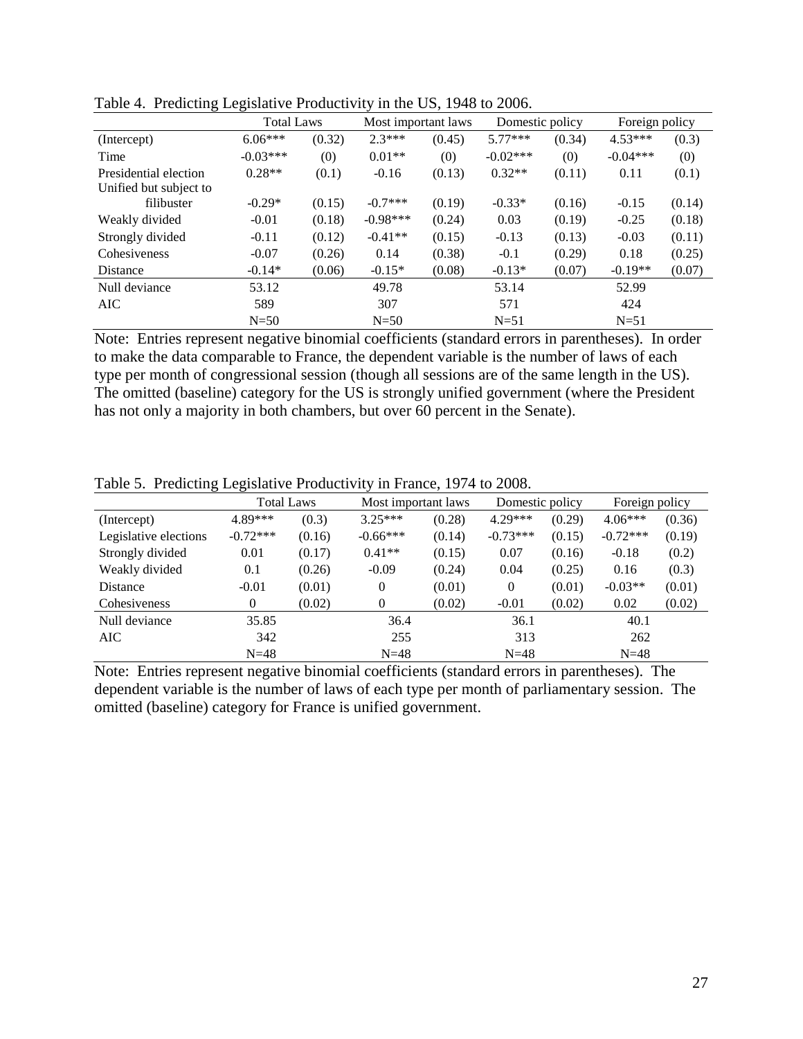Table 4. Predicting Legislative Productivity in the US, 1948 to 2006.

| | Total Laws | | Most important laws | | Domestic policy | | Foreign policy | |
|---|---|---|---|---|---|---|---|---|
| (Intercept) | 6.06*** | (0.32) | 2.3*** | (0.45) | 5.77*** | (0.34) | 4.53*** | (0.3) |
| Time | -0.03*** | (0) | 0.01** | (0) | -0.02*** | (0) | -0.04*** | (0) |
| Presidential election | 0.28** | (0.1) | -0.16 | (0.13) | 0.32** | (0.11) | 0.11 | (0.1) |
| Unified but subject to filibuster | -0.29* | (0.15) | -0.7*** | (0.19) | -0.33* | (0.16) | -0.15 | (0.14) |
| Weakly divided | -0.01 | (0.18) | -0.98*** | (0.24) | 0.03 | (0.19) | -0.25 | (0.18) |
| Strongly divided | -0.11 | (0.12) | -0.41** | (0.15) | -0.13 | (0.13) | -0.03 | (0.11) |
| Cohesiveness | -0.07 | (0.26) | 0.14 | (0.38) | -0.1 | (0.29) | 0.18 | (0.25) |
| Distance | -0.14* | (0.06) | -0.15* | (0.08) | -0.13* | (0.07) | -0.19** | (0.07) |
| Null deviance | 53.12 | | 49.78 | | 53.14 | | 52.99 | |
| AIC | 589 | | 307 | | 571 | | 424 | |
| | N=50 | | N=50 | | N=51 | | N=51 | |

Note: Entries represent negative binomial coefficients (standard errors in parentheses). In order to make the data comparable to France, the dependent variable is the number of laws of each type per month of congressional session (though all sessions are of the same length in the US). The omitted (baseline) category for the US is strongly unified government (where the President has not only a majority in both chambers, but over 60 percent in the Senate).

Table 5. Predicting Legislative Productivity in France, 1974 to 2008.

| | Total Laws | | Most important laws | | Domestic policy | | Foreign policy | |
|---|---|---|---|---|---|---|---|---|
| (Intercept) | 4.89*** | (0.3) | 3.25*** | (0.28) | 4.29*** | (0.29) | 4.06*** | (0.36) |
| Legislative elections | -0.72*** | (0.16) | -0.66*** | (0.14) | -0.73*** | (0.15) | -0.72*** | (0.19) |
| Strongly divided | 0.01 | (0.17) | 0.41** | (0.15) | 0.07 | (0.16) | -0.18 | (0.2) |
| Weakly divided | 0.1 | (0.26) | -0.09 | (0.24) | 0.04 | (0.25) | 0.16 | (0.3) |
| Distance | -0.01 | (0.01) | 0 | (0.01) | 0 | (0.01) | -0.03** | (0.01) |
| Cohesiveness | 0 | (0.02) | 0 | (0.02) | -0.01 | (0.02) | 0.02 | (0.02) |
| Null deviance | 35.85 | | 36.4 | | 36.1 | | 40.1 | |
| AIC | 342 | | 255 | | 313 | | 262 | |
| | N=48 | | N=48 | | N=48 | | N=48 | |

Note: Entries represent negative binomial coefficients (standard errors in parentheses). The dependent variable is the number of laws of each type per month of parliamentary session. The omitted (baseline) category for France is unified government.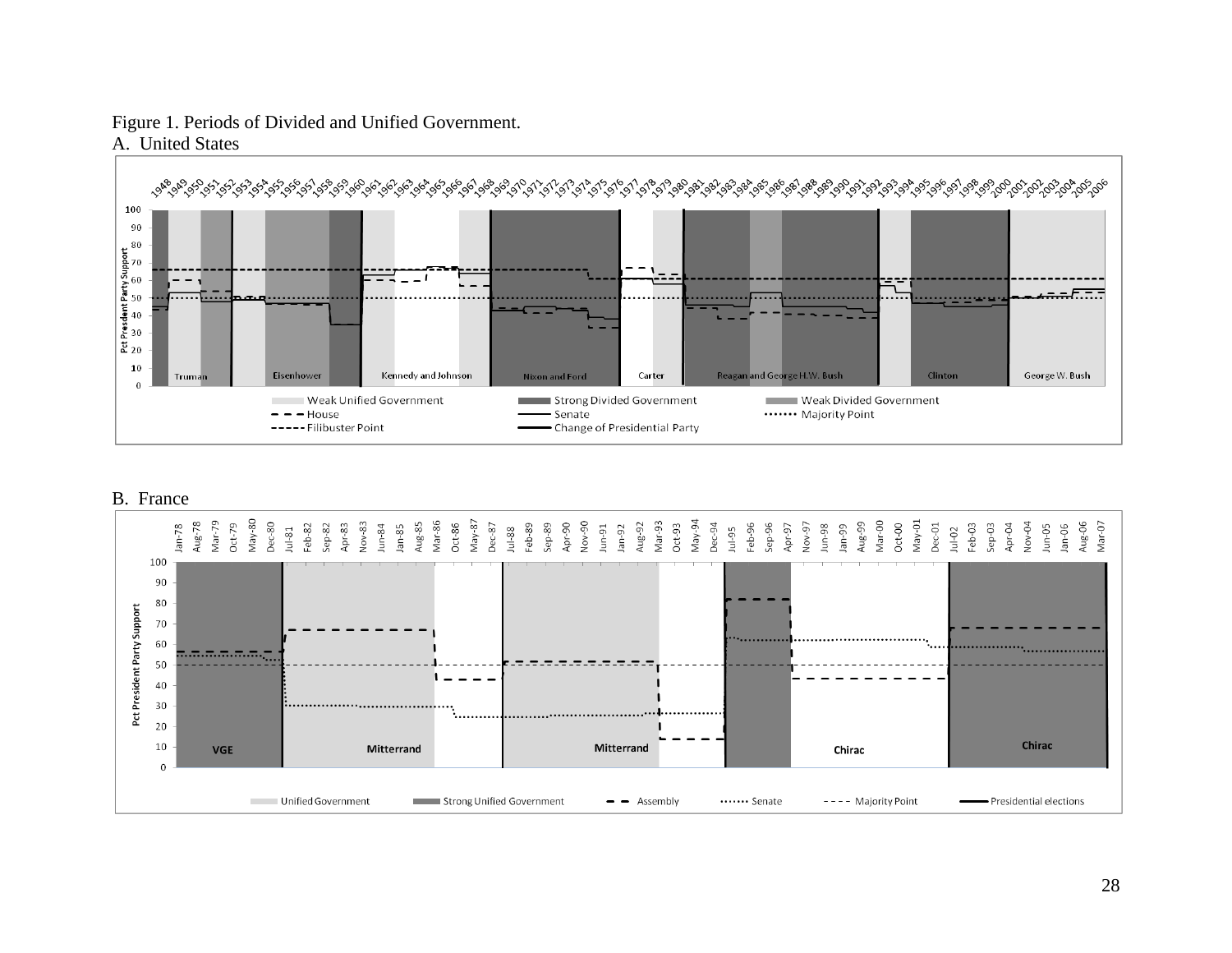Figure 1. Periods of Divided and Unified Government.

A. United States

1948 1949 1950 1951 1952 1953 1954 1955 1956 1957 1958 1959 1960 1961 1962 1963 1964 1965 1966 1967 1968 1969 1970 1971 1972 1973 1974 1975 1976 1977 1978 1979 1980 1981 1982 1983 1984 1985 1986 1987 1988 1989 1990 1991 1992 1993 1994 1995 1996 1997 1998 1999 2000 2001 2002 2003 2004 2005 2006

Pct President Party Support

100 90 80 70 60 50 40 30 20 10 0

Truman Eisenhower Kennedy and Johnson Nixon and Ford Carter Reagan and George H.W. Bush Clinton George W. Bush

Weak Unified Government
Strong Divided Government
Weak Divided Government
House
Senate
Majority Point
Filibuster Point
Change of Presidential Party

B. France

Jan-78 Aug-78 Mar-79 Oct-79 May-80 Dec-80 Jul-81 Feb-82 Sep-82 Apr-83 Nov-83 Jun-84 Jan-85 Aug-85 Mar-86 Oct-86 May-87 Dec-87 Jul-88 Feb-89 Sep-89 Apr-90 Nov-90 Jun-91 Jan-92 Aug-92 Mar-93 Oct-93 May-94 Dec-94 Jul-95 Feb-96 Sep-96 Apr-97 Nov-97 Jun-98 Jan-99 Aug-99 Mar-00 Oct-00 May-01 Dec-01 Jul-02 Feb-03 Sep-03 Apr-04 Nov-04 Jun-05 Jan-06 Aug-06 Mar-07

Pct President Party Support

100 90 80 70 60 50 40 30 20 10 0

VGE Mitterrand Mitterrand Chirac Chirac

Unified Government
Strong Unified Government
Assembly
Senate
Majority Point
Presidential elections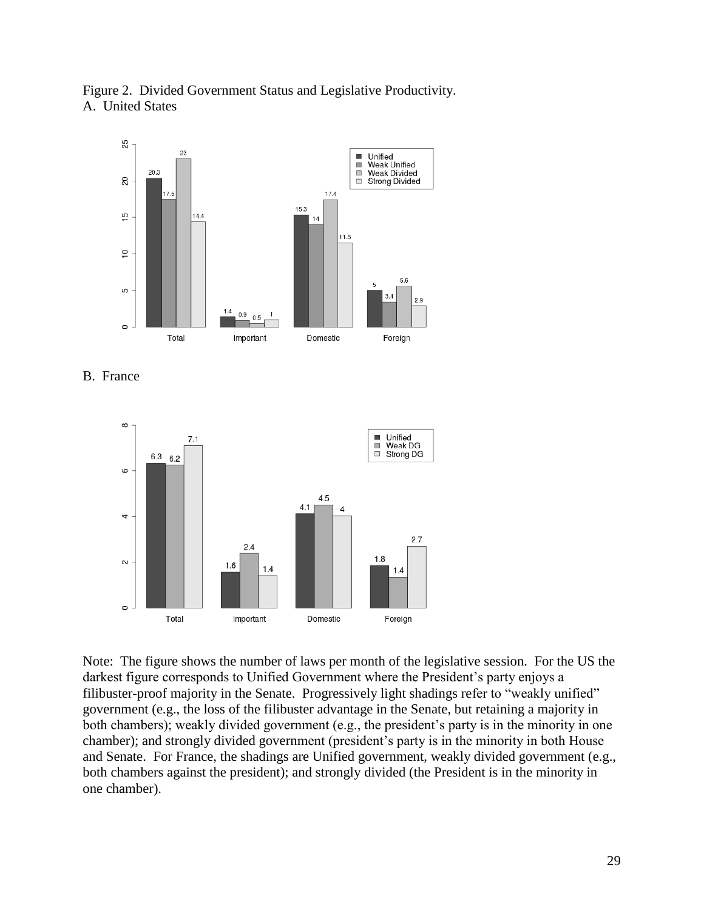Figure 2. Divided Government Status and Legislative Productivity.

A. United States

0
5
10
15
20
25

Unified
Weak Unified
Weak Divided
Strong Divided

20.3
17.5
23
14.4

1.4
0.9
0.5
1

15.3
14
17.4
11.5

5
3.4
5.6
2.9

Total
Important
Domestic
Foreign

B. France

0
2
4
6
8

Unified
Weak DG
Strong DG

6.3
6.2
7.1

1.6
2.4
1.4

4.1
4.5
4

1.8
1.4
2.7

Total
Important
Domestic
Foreign

Note: The figure shows the number of laws per month of the legislative session. For the US the darkest figure corresponds to Unified Government where the President's party enjoys a filibuster-proof majority in the Senate. Progressively light shadings refer to "weakly unified" government (e.g., the loss of the filibuster advantage in the Senate, but retaining a majority in both chambers); weakly divided government (e.g., the president's party is in the minority in one chamber); and strongly divided government (president's party is in the minority in both House and Senate. For France, the shadings are Unified government, weakly divided government (e.g., both chambers against the president); and strongly divided (the President is in the minority in one chamber).